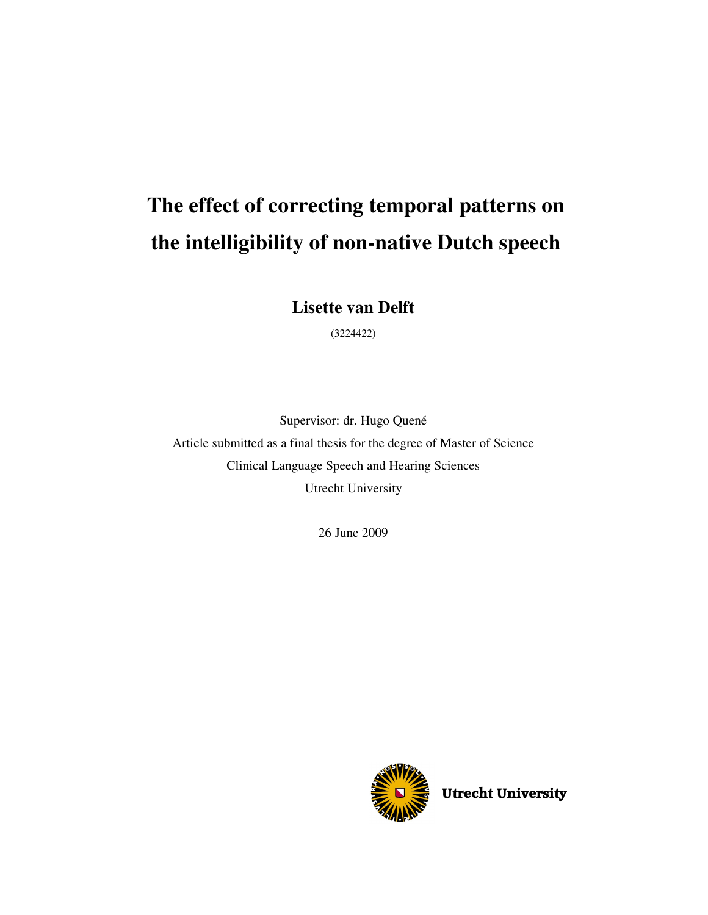# The effect of correcting temporal patterns on the intelligibility of non-native Dutch speech

**Lisette van Delft**

(3224422)

Supervisor: dr. Hugo Quené

Article submitted as a final thesis for the degree of Master of Science

Clinical Language Speech and Hearing Sciences

Utrecht University

26 June 2009

**Utrecht University**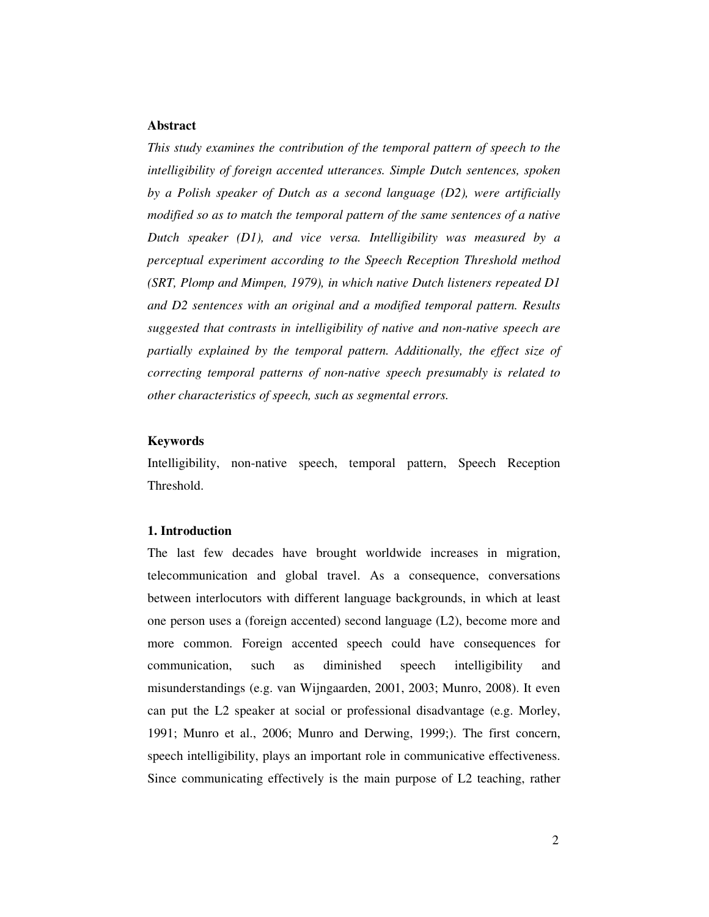**Abstract**

*This study examines the contribution of the temporal pattern of speech to the intelligibility of foreign accented utterances. Simple Dutch sentences, spoken by a Polish speaker of Dutch as a second language (D2), were artificially modified so as to match the temporal pattern of the same sentences of a native Dutch speaker (D1), and vice versa. Intelligibility was measured by a perceptual experiment according to the Speech Reception Threshold method (SRT, Plomp and Mimpen, 1979), in which native Dutch listeners repeated D1 and D2 sentences with an original and a modified temporal pattern. Results suggested that contrasts in intelligibility of native and non-native speech are partially explained by the temporal pattern. Additionally, the effect size of correcting temporal patterns of non-native speech presumably is related to other characteristics of speech, such as segmental errors.*

**Keywords**

Intelligibility, non-native speech, temporal pattern, Speech Reception Threshold.

**1. Introduction**

The last few decades have brought worldwide increases in migration, telecommunication and global travel. As a consequence, conversations between interlocutors with different language backgrounds, in which at least one person uses a (foreign accented) second language (L2), become more and more common. Foreign accented speech could have consequences for communication, such as diminished speech intelligibility and misunderstandings (e.g. van Wijngaarden, 2001, 2003; Munro, 2008). It even can put the L2 speaker at social or professional disadvantage (e.g. Morley, 1991; Munro et al., 2006; Munro and Derwing, 1999;). The first concern, speech intelligibility, plays an important role in communicative effectiveness. Since communicating effectively is the main purpose of L2 teaching, rather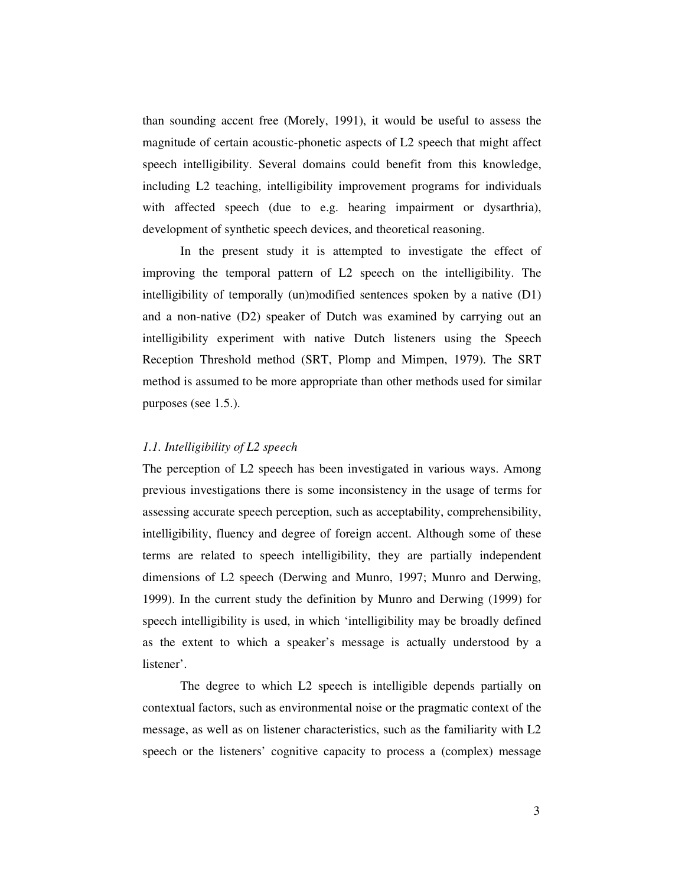than sounding accent free (Morely, 1991), it would be useful to assess the magnitude of certain acoustic-phonetic aspects of L2 speech that might affect speech intelligibility. Several domains could benefit from this knowledge, including L2 teaching, intelligibility improvement programs for individuals with affected speech (due to e.g. hearing impairment or dysarthria), development of synthetic speech devices, and theoretical reasoning.

In the present study it is attempted to investigate the effect of improving the temporal pattern of L2 speech on the intelligibility. The intelligibility of temporally (un)modified sentences spoken by a native (D1) and a non-native (D2) speaker of Dutch was examined by carrying out an intelligibility experiment with native Dutch listeners using the Speech Reception Threshold method (SRT, Plomp and Mimpen, 1979). The SRT method is assumed to be more appropriate than other methods used for similar purposes (see 1.5.).

### *1.1. Intelligibility of L2 speech*

The perception of L2 speech has been investigated in various ways. Among previous investigations there is some inconsistency in the usage of terms for assessing accurate speech perception, such as acceptability, comprehensibility, intelligibility, fluency and degree of foreign accent. Although some of these terms are related to speech intelligibility, they are partially independent dimensions of L2 speech (Derwing and Munro, 1997; Munro and Derwing, 1999). In the current study the definition by Munro and Derwing (1999) for speech intelligibility is used, in which 'intelligibility may be broadly defined as the extent to which a speaker's message is actually understood by a listener'.

The degree to which L2 speech is intelligible depends partially on contextual factors, such as environmental noise or the pragmatic context of the message, as well as on listener characteristics, such as the familiarity with L2 speech or the listeners' cognitive capacity to process a (complex) message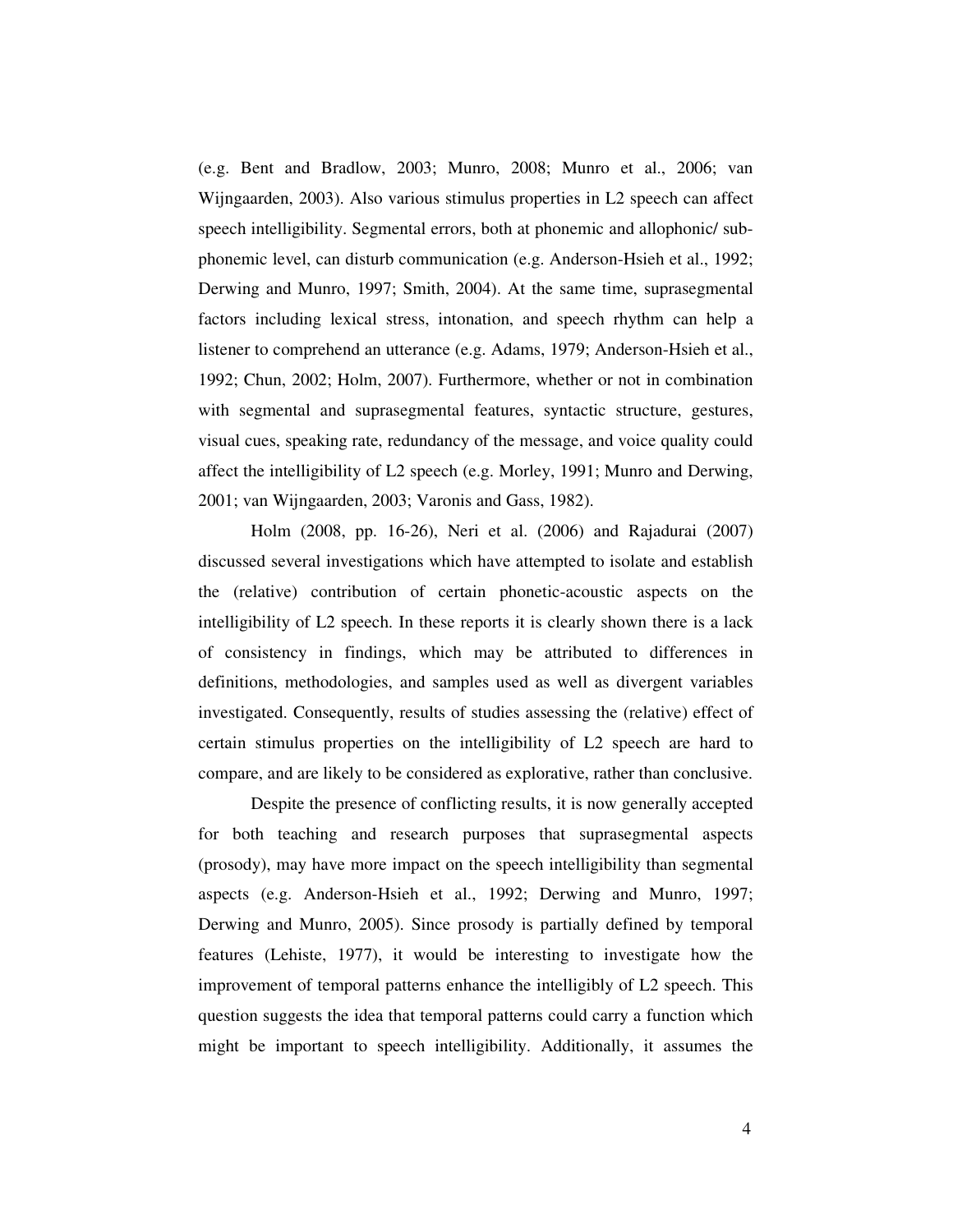(e.g. Bent and Bradlow, 2003; Munro, 2008; Munro et al., 2006; van Wijngaarden, 2003). Also various stimulus properties in L2 speech can affect speech intelligibility. Segmental errors, both at phonemic and allophonic/ sub-phonemic level, can disturb communication (e.g. Anderson-Hsieh et al., 1992; Derwing and Munro, 1997; Smith, 2004). At the same time, suprasegmental factors including lexical stress, intonation, and speech rhythm can help a listener to comprehend an utterance (e.g. Adams, 1979; Anderson-Hsieh et al., 1992; Chun, 2002; Holm, 2007). Furthermore, whether or not in combination with segmental and suprasegmental features, syntactic structure, gestures, visual cues, speaking rate, redundancy of the message, and voice quality could affect the intelligibility of L2 speech (e.g. Morley, 1991; Munro and Derwing, 2001; van Wijngaarden, 2003; Varonis and Gass, 1982).

Holm (2008, pp. 16-26), Neri et al. (2006) and Rajadurai (2007) discussed several investigations which have attempted to isolate and establish the (relative) contribution of certain phonetic-acoustic aspects on the intelligibility of L2 speech. In these reports it is clearly shown there is a lack of consistency in findings, which may be attributed to differences in definitions, methodologies, and samples used as well as divergent variables investigated. Consequently, results of studies assessing the (relative) effect of certain stimulus properties on the intelligibility of L2 speech are hard to compare, and are likely to be considered as explorative, rather than conclusive.

Despite the presence of conflicting results, it is now generally accepted for both teaching and research purposes that suprasegmental aspects (prosody), may have more impact on the speech intelligibility than segmental aspects (e.g. Anderson-Hsieh et al., 1992; Derwing and Munro, 1997; Derwing and Munro, 2005). Since prosody is partially defined by temporal features (Lehiste, 1977), it would be interesting to investigate how the improvement of temporal patterns enhance the intelligibly of L2 speech. This question suggests the idea that temporal patterns could carry a function which might be important to speech intelligibility. Additionally, it assumes the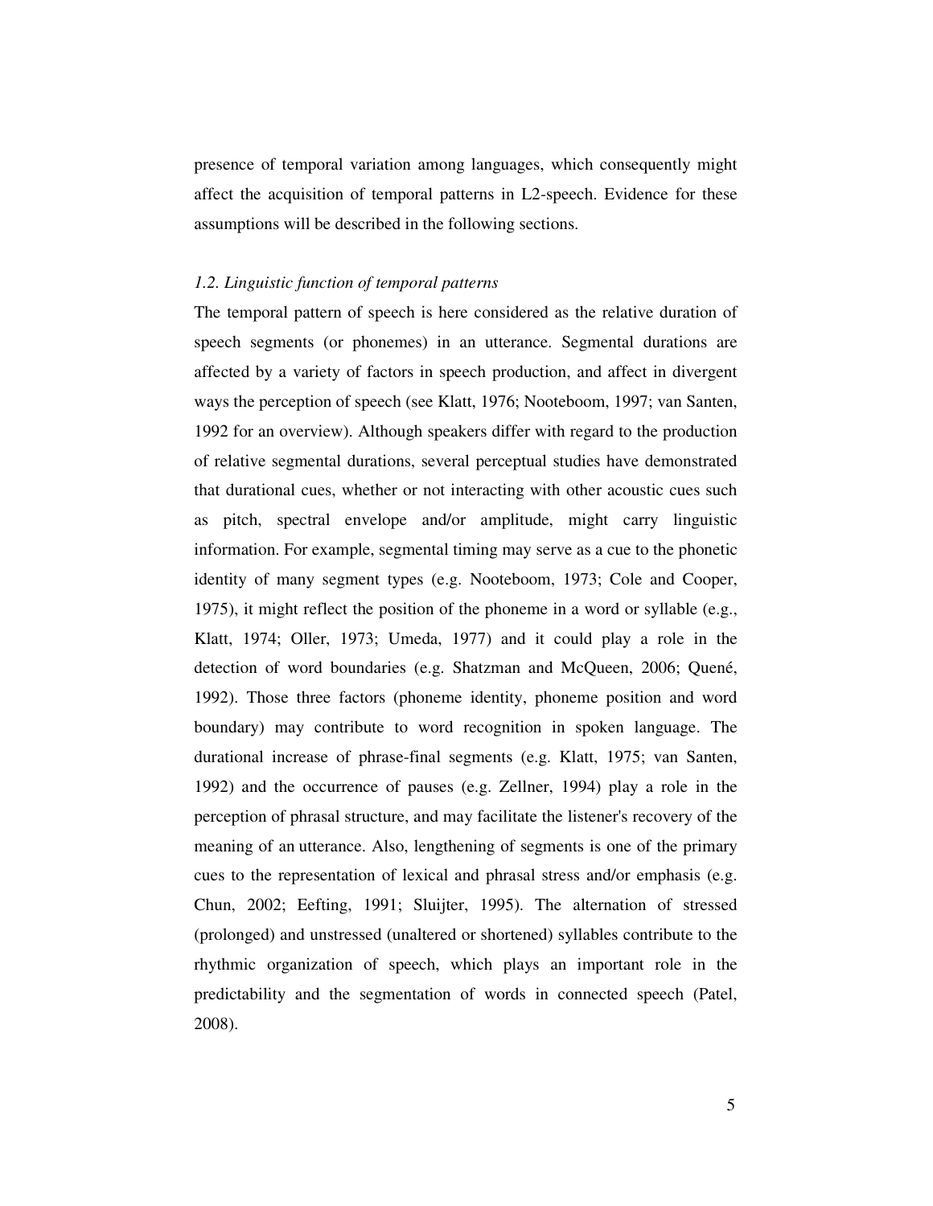presence of temporal variation among languages, which consequently might affect the acquisition of temporal patterns in L2-speech. Evidence for these assumptions will be described in the following sections.

### *1.2. Linguistic function of temporal patterns*

The temporal pattern of speech is here considered as the relative duration of speech segments (or phonemes) in an utterance. Segmental durations are affected by a variety of factors in speech production, and affect in divergent ways the perception of speech (see Klatt, 1976; Nooteboom, 1997; van Santen, 1992 for an overview). Although speakers differ with regard to the production of relative segmental durations, several perceptual studies have demonstrated that durational cues, whether or not interacting with other acoustic cues such as pitch, spectral envelope and/or amplitude, might carry linguistic information. For example, segmental timing may serve as a cue to the phonetic identity of many segment types (e.g. Nooteboom, 1973; Cole and Cooper, 1975), it might reflect the position of the phoneme in a word or syllable (e.g., Klatt, 1974; Oller, 1973; Umeda, 1977) and it could play a role in the detection of word boundaries (e.g. Shatzman and McQueen, 2006; Quené, 1992). Those three factors (phoneme identity, phoneme position and word boundary) may contribute to word recognition in spoken language. The durational increase of phrase-final segments (e.g. Klatt, 1975; van Santen, 1992) and the occurrence of pauses (e.g. Zellner, 1994) play a role in the perception of phrasal structure, and may facilitate the listener's recovery of the meaning of an utterance. Also, lengthening of segments is one of the primary cues to the representation of lexical and phrasal stress and/or emphasis (e.g. Chun, 2002; Eefting, 1991; Sluijter, 1995). The alternation of stressed (prolonged) and unstressed (unaltered or shortened) syllables contribute to the rhythmic organization of speech, which plays an important role in the predictability and the segmentation of words in connected speech (Patel, 2008).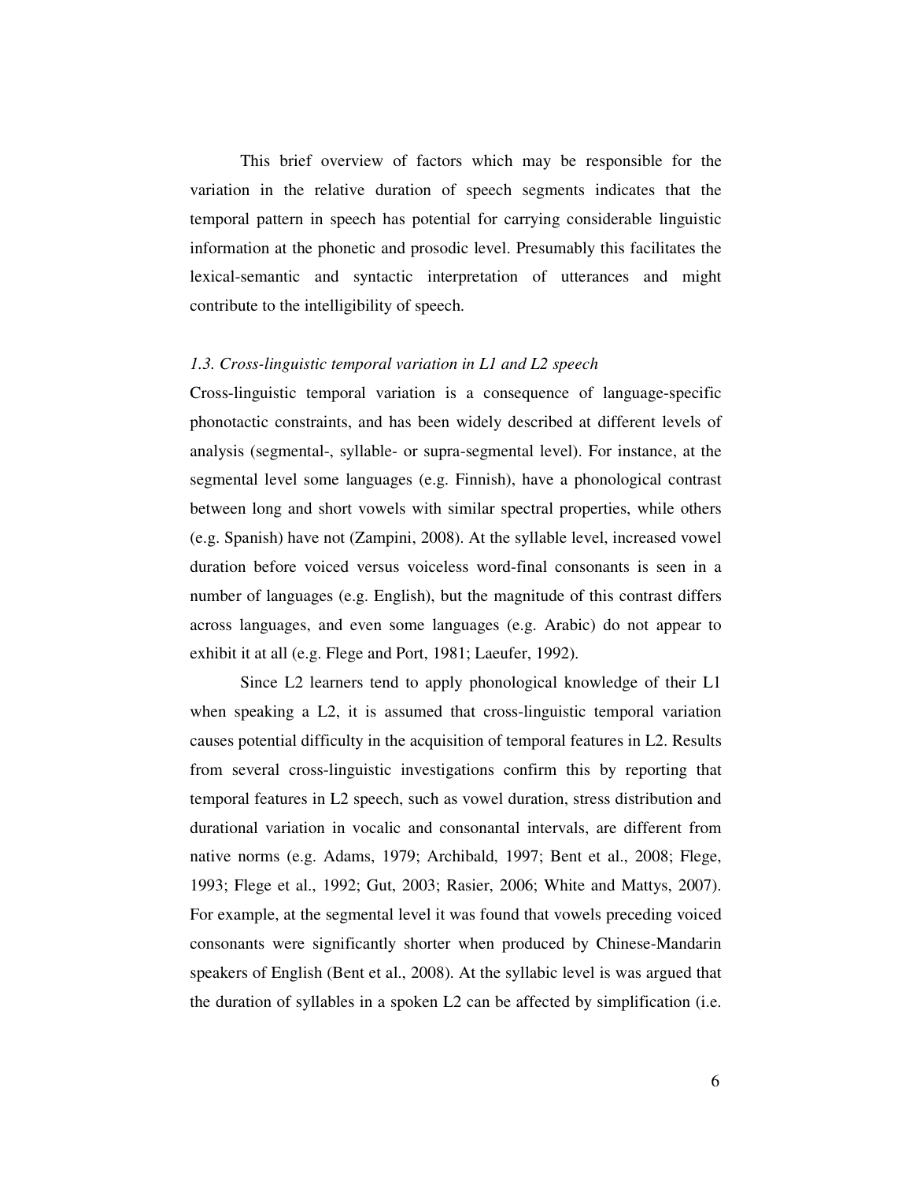This brief overview of factors which may be responsible for the variation in the relative duration of speech segments indicates that the temporal pattern in speech has potential for carrying considerable linguistic information at the phonetic and prosodic level. Presumably this facilitates the lexical-semantic and syntactic interpretation of utterances and might contribute to the intelligibility of speech.

### *1.3. Cross-linguistic temporal variation in L1 and L2 speech*

Cross-linguistic temporal variation is a consequence of language-specific phonotactic constraints, and has been widely described at different levels of analysis (segmental-, syllable- or supra-segmental level). For instance, at the segmental level some languages (e.g. Finnish), have a phonological contrast between long and short vowels with similar spectral properties, while others (e.g. Spanish) have not (Zampini, 2008). At the syllable level, increased vowel duration before voiced versus voiceless word-final consonants is seen in a number of languages (e.g. English), but the magnitude of this contrast differs across languages, and even some languages (e.g. Arabic) do not appear to exhibit it at all (e.g. Flege and Port, 1981; Laeufer, 1992).

Since L2 learners tend to apply phonological knowledge of their L1 when speaking a L2, it is assumed that cross-linguistic temporal variation causes potential difficulty in the acquisition of temporal features in L2. Results from several cross-linguistic investigations confirm this by reporting that temporal features in L2 speech, such as vowel duration, stress distribution and durational variation in vocalic and consonantal intervals, are different from native norms (e.g. Adams, 1979; Archibald, 1997; Bent et al., 2008; Flege, 1993; Flege et al., 1992; Gut, 2003; Rasier, 2006; White and Mattys, 2007). For example, at the segmental level it was found that vowels preceding voiced consonants were significantly shorter when produced by Chinese-Mandarin speakers of English (Bent et al., 2008). At the syllabic level is was argued that the duration of syllables in a spoken L2 can be affected by simplification (i.e.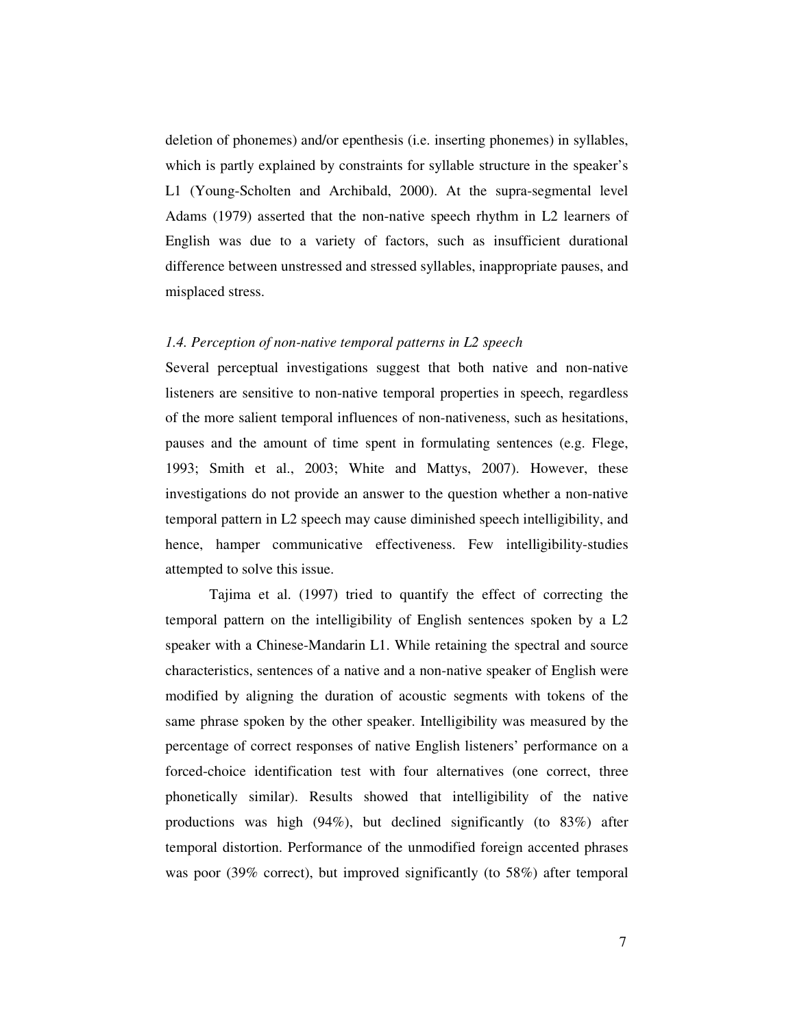deletion of phonemes) and/or epenthesis (i.e. inserting phonemes) in syllables, which is partly explained by constraints for syllable structure in the speaker's L1 (Young-Scholten and Archibald, 2000). At the supra-segmental level Adams (1979) asserted that the non-native speech rhythm in L2 learners of English was due to a variety of factors, such as insufficient durational difference between unstressed and stressed syllables, inappropriate pauses, and misplaced stress.

### *1.4. Perception of non-native temporal patterns in L2 speech*

Several perceptual investigations suggest that both native and non-native listeners are sensitive to non-native temporal properties in speech, regardless of the more salient temporal influences of non-nativeness, such as hesitations, pauses and the amount of time spent in formulating sentences (e.g. Flege, 1993; Smith et al., 2003; White and Mattys, 2007). However, these investigations do not provide an answer to the question whether a non-native temporal pattern in L2 speech may cause diminished speech intelligibility, and hence, hamper communicative effectiveness. Few intelligibility-studies attempted to solve this issue.

Tajima et al. (1997) tried to quantify the effect of correcting the temporal pattern on the intelligibility of English sentences spoken by a L2 speaker with a Chinese-Mandarin L1. While retaining the spectral and source characteristics, sentences of a native and a non-native speaker of English were modified by aligning the duration of acoustic segments with tokens of the same phrase spoken by the other speaker. Intelligibility was measured by the percentage of correct responses of native English listeners' performance on a forced-choice identification test with four alternatives (one correct, three phonetically similar). Results showed that intelligibility of the native productions was high (94%), but declined significantly (to 83%) after temporal distortion. Performance of the unmodified foreign accented phrases was poor (39% correct), but improved significantly (to 58%) after temporal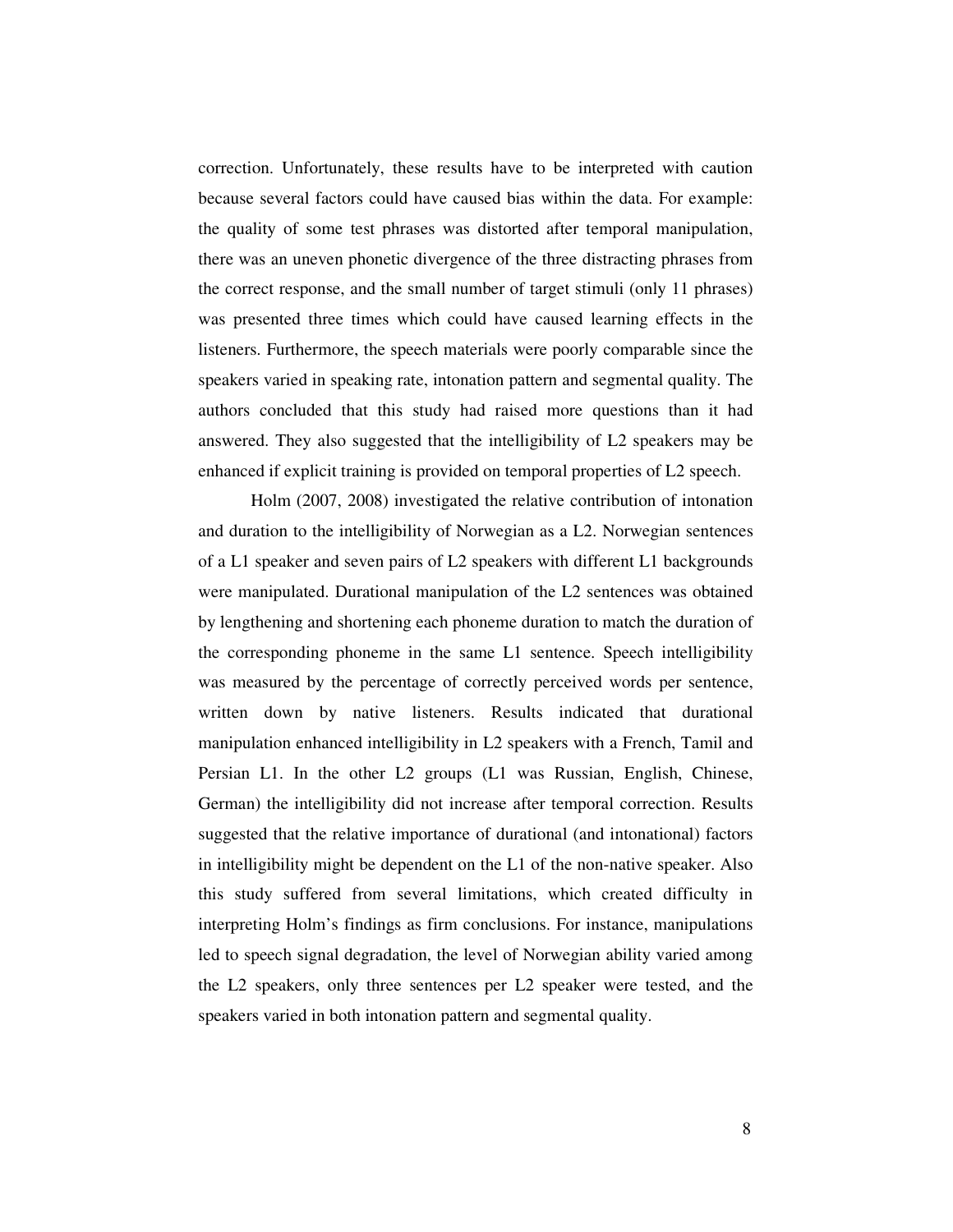correction. Unfortunately, these results have to be interpreted with caution because several factors could have caused bias within the data. For example: the quality of some test phrases was distorted after temporal manipulation, there was an uneven phonetic divergence of the three distracting phrases from the correct response, and the small number of target stimuli (only 11 phrases) was presented three times which could have caused learning effects in the listeners. Furthermore, the speech materials were poorly comparable since the speakers varied in speaking rate, intonation pattern and segmental quality. The authors concluded that this study had raised more questions than it had answered. They also suggested that the intelligibility of L2 speakers may be enhanced if explicit training is provided on temporal properties of L2 speech.

Holm (2007, 2008) investigated the relative contribution of intonation and duration to the intelligibility of Norwegian as a L2. Norwegian sentences of a L1 speaker and seven pairs of L2 speakers with different L1 backgrounds were manipulated. Durational manipulation of the L2 sentences was obtained by lengthening and shortening each phoneme duration to match the duration of the corresponding phoneme in the same L1 sentence. Speech intelligibility was measured by the percentage of correctly perceived words per sentence, written down by native listeners. Results indicated that durational manipulation enhanced intelligibility in L2 speakers with a French, Tamil and Persian L1. In the other L2 groups (L1 was Russian, English, Chinese, German) the intelligibility did not increase after temporal correction. Results suggested that the relative importance of durational (and intonational) factors in intelligibility might be dependent on the L1 of the non-native speaker. Also this study suffered from several limitations, which created difficulty in interpreting Holm's findings as firm conclusions. For instance, manipulations led to speech signal degradation, the level of Norwegian ability varied among the L2 speakers, only three sentences per L2 speaker were tested, and the speakers varied in both intonation pattern and segmental quality.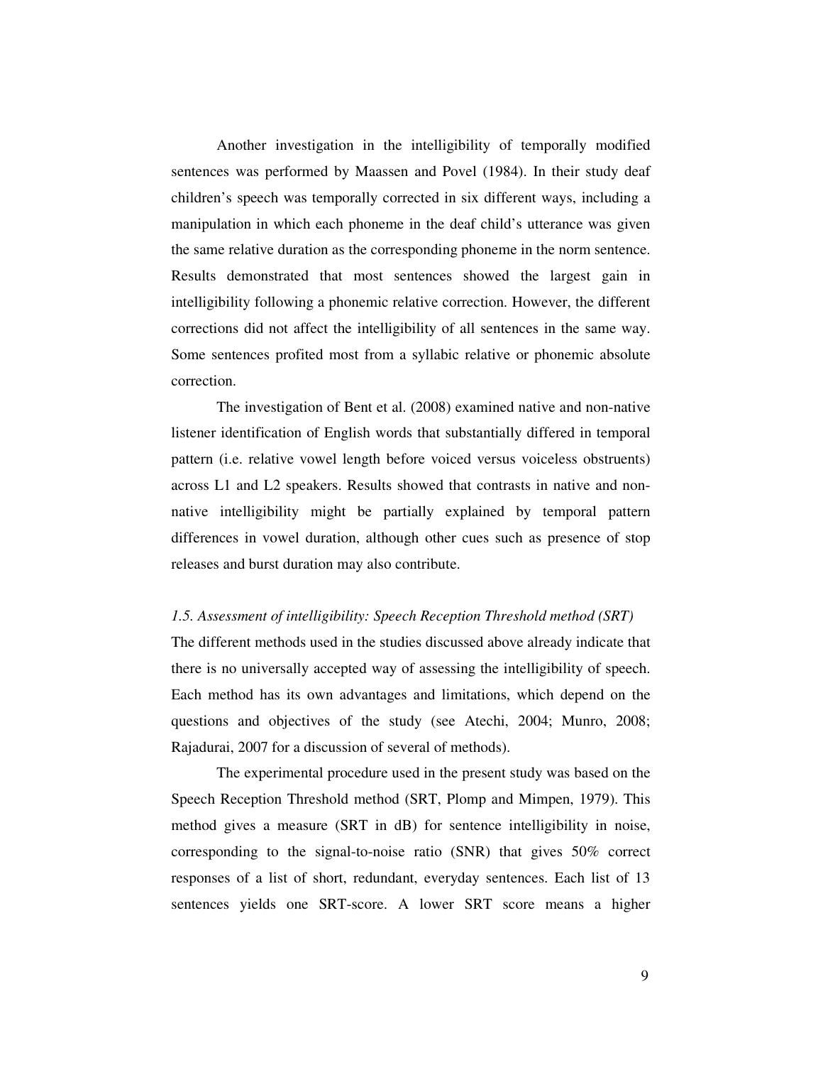Another investigation in the intelligibility of temporally modified sentences was performed by Maassen and Povel (1984). In their study deaf children's speech was temporally corrected in six different ways, including a manipulation in which each phoneme in the deaf child's utterance was given the same relative duration as the corresponding phoneme in the norm sentence. Results demonstrated that most sentences showed the largest gain in intelligibility following a phonemic relative correction. However, the different corrections did not affect the intelligibility of all sentences in the same way. Some sentences profited most from a syllabic relative or phonemic absolute correction.

The investigation of Bent et al. (2008) examined native and non-native listener identification of English words that substantially differed in temporal pattern (i.e. relative vowel length before voiced versus voiceless obstruents) across L1 and L2 speakers. Results showed that contrasts in native and non-native intelligibility might be partially explained by temporal pattern differences in vowel duration, although other cues such as presence of stop releases and burst duration may also contribute.

### *1.5. Assessment of intelligibility: Speech Reception Threshold method (SRT)*

The different methods used in the studies discussed above already indicate that there is no universally accepted way of assessing the intelligibility of speech. Each method has its own advantages and limitations, which depend on the questions and objectives of the study (see Atechi, 2004; Munro, 2008; Rajadurai, 2007 for a discussion of several of methods).

The experimental procedure used in the present study was based on the Speech Reception Threshold method (SRT, Plomp and Mimpen, 1979). This method gives a measure (SRT in dB) for sentence intelligibility in noise, corresponding to the signal-to-noise ratio (SNR) that gives 50% correct responses of a list of short, redundant, everyday sentences. Each list of 13 sentences yields one SRT-score. A lower SRT score means a higher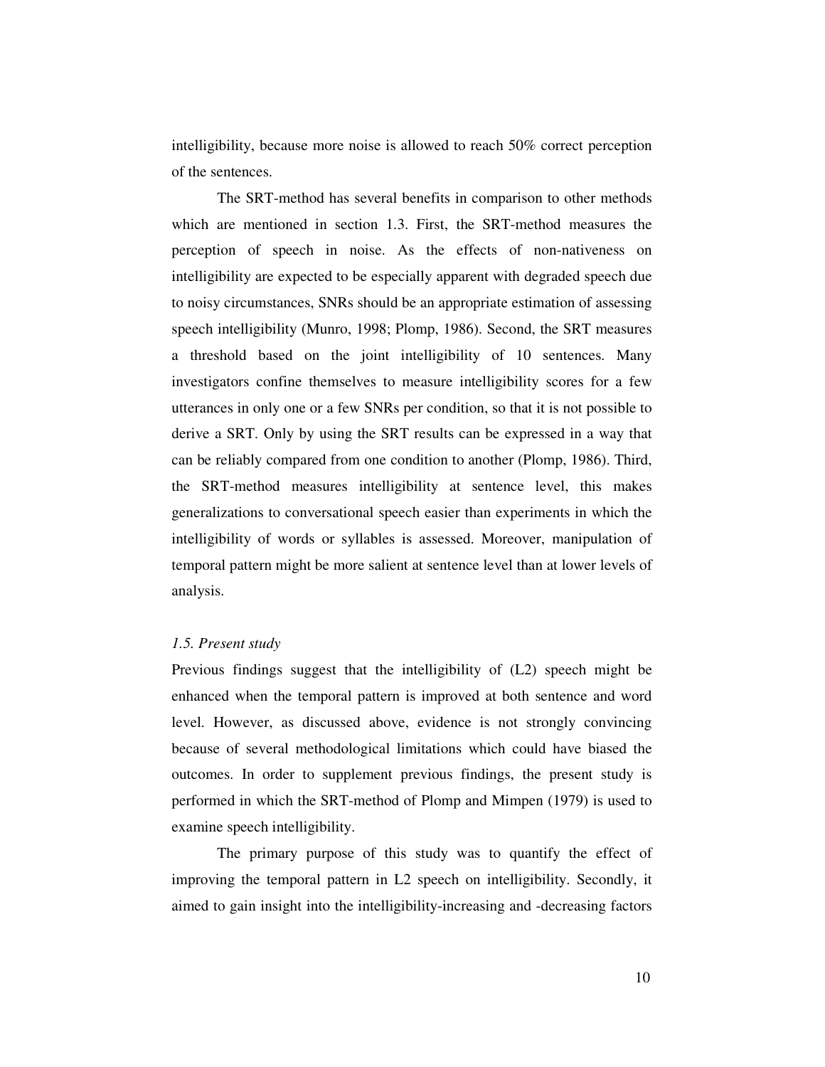intelligibility, because more noise is allowed to reach 50% correct perception of the sentences.

The SRT-method has several benefits in comparison to other methods which are mentioned in section 1.3. First, the SRT-method measures the perception of speech in noise. As the effects of non-nativeness on intelligibility are expected to be especially apparent with degraded speech due to noisy circumstances, SNRs should be an appropriate estimation of assessing speech intelligibility (Munro, 1998; Plomp, 1986). Second, the SRT measures a threshold based on the joint intelligibility of 10 sentences. Many investigators confine themselves to measure intelligibility scores for a few utterances in only one or a few SNRs per condition, so that it is not possible to derive a SRT. Only by using the SRT results can be expressed in a way that can be reliably compared from one condition to another (Plomp, 1986). Third, the SRT-method measures intelligibility at sentence level, this makes generalizations to conversational speech easier than experiments in which the intelligibility of words or syllables is assessed. Moreover, manipulation of temporal pattern might be more salient at sentence level than at lower levels of analysis.

### *1.5. Present study*

Previous findings suggest that the intelligibility of (L2) speech might be enhanced when the temporal pattern is improved at both sentence and word level. However, as discussed above, evidence is not strongly convincing because of several methodological limitations which could have biased the outcomes. In order to supplement previous findings, the present study is performed in which the SRT-method of Plomp and Mimpen (1979) is used to examine speech intelligibility.

The primary purpose of this study was to quantify the effect of improving the temporal pattern in L2 speech on intelligibility. Secondly, it aimed to gain insight into the intelligibility-increasing and -decreasing factors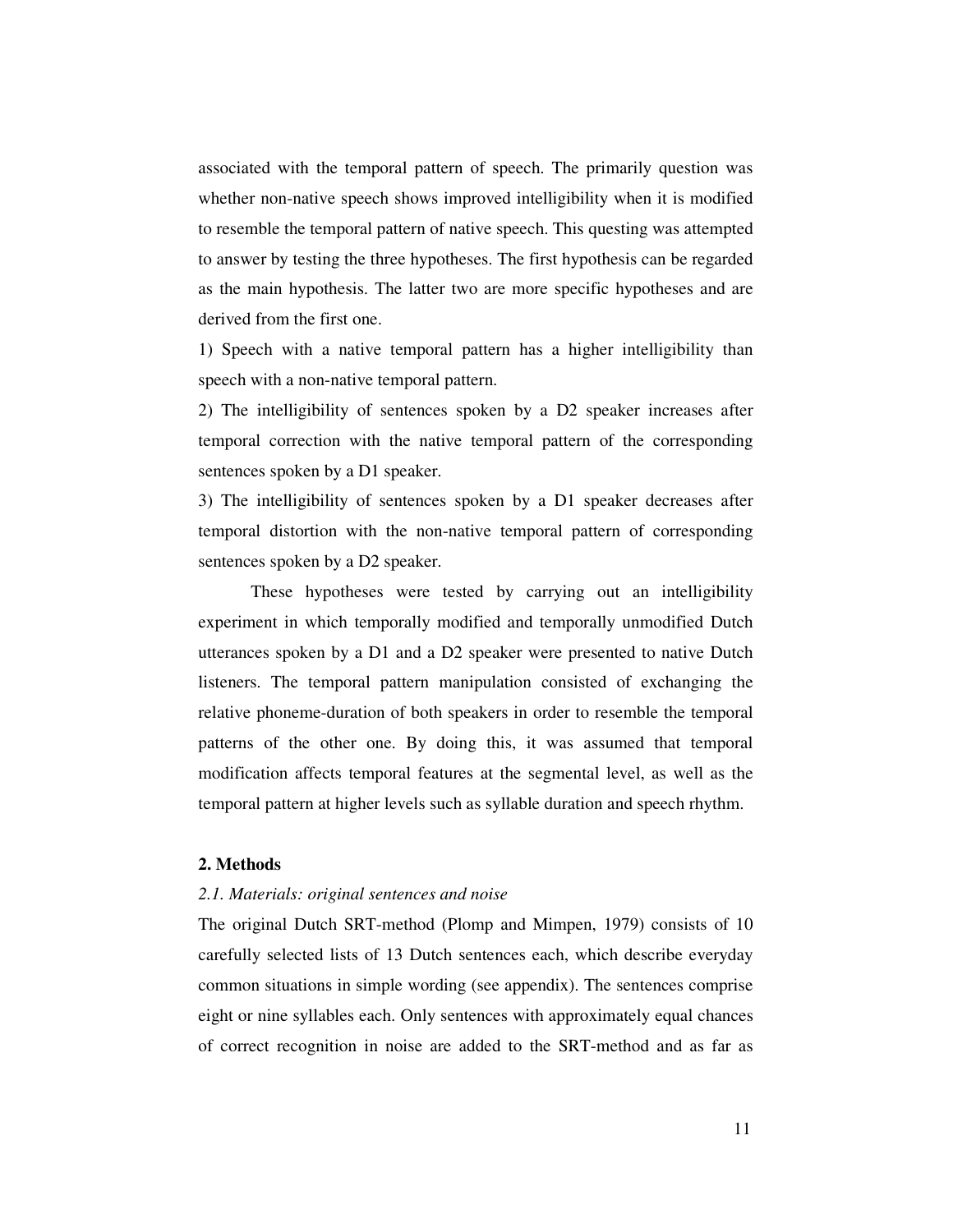associated with the temporal pattern of speech. The primarily question was whether non-native speech shows improved intelligibility when it is modified to resemble the temporal pattern of native speech. This questing was attempted to answer by testing the three hypotheses. The first hypothesis can be regarded as the main hypothesis. The latter two are more specific hypotheses and are derived from the first one.

1) Speech with a native temporal pattern has a higher intelligibility than speech with a non-native temporal pattern.

2) The intelligibility of sentences spoken by a D2 speaker increases after temporal correction with the native temporal pattern of the corresponding sentences spoken by a D1 speaker.

3) The intelligibility of sentences spoken by a D1 speaker decreases after temporal distortion with the non-native temporal pattern of corresponding sentences spoken by a D2 speaker.

These hypotheses were tested by carrying out an intelligibility experiment in which temporally modified and temporally unmodified Dutch utterances spoken by a D1 and a D2 speaker were presented to native Dutch listeners. The temporal pattern manipulation consisted of exchanging the relative phoneme-duration of both speakers in order to resemble the temporal patterns of the other one. By doing this, it was assumed that temporal modification affects temporal features at the segmental level, as well as the temporal pattern at higher levels such as syllable duration and speech rhythm.

## 2. Methods

### *2.1. Materials: original sentences and noise*

The original Dutch SRT-method (Plomp and Mimpen, 1979) consists of 10 carefully selected lists of 13 Dutch sentences each, which describe everyday common situations in simple wording (see appendix). The sentences comprise eight or nine syllables each. Only sentences with approximately equal chances of correct recognition in noise are added to the SRT-method and as far as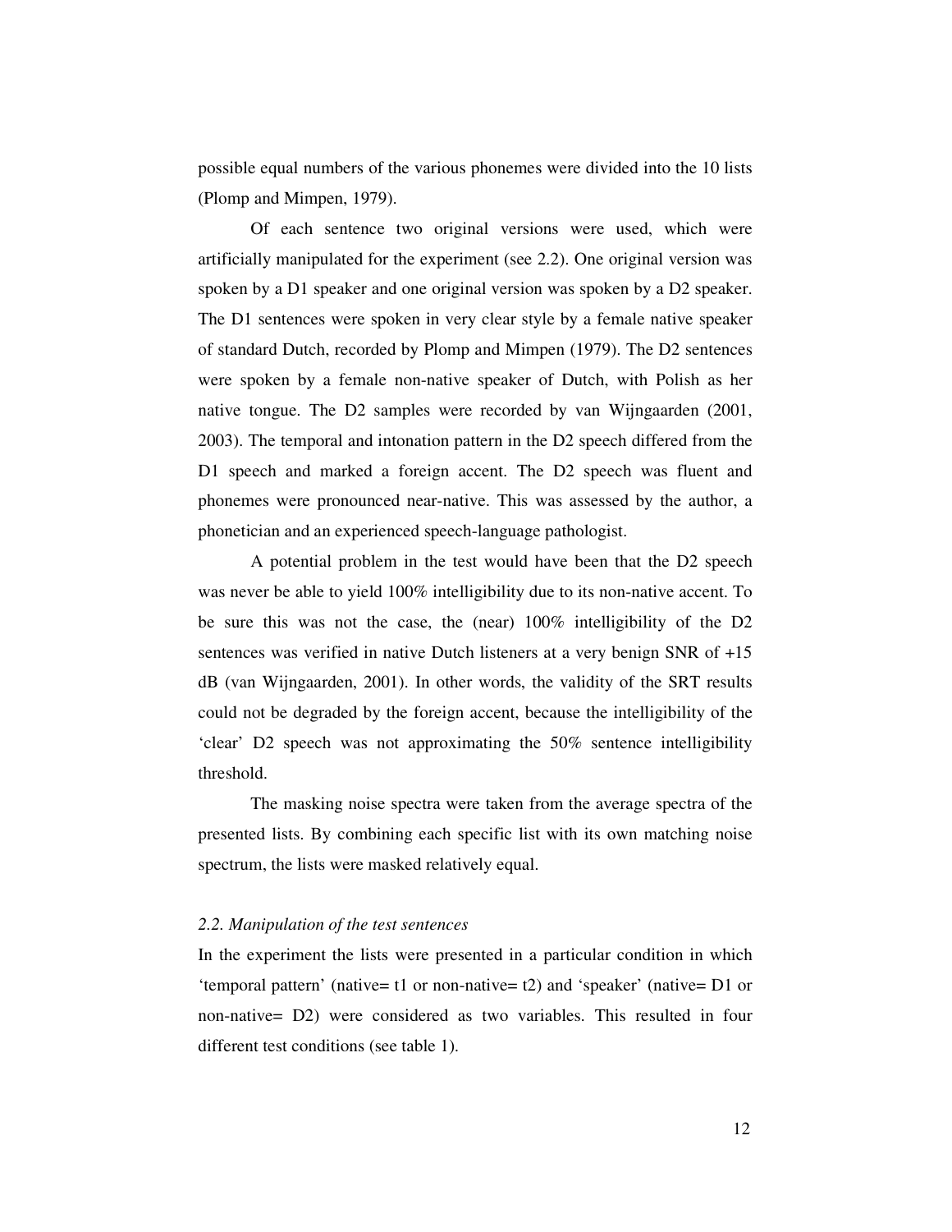possible equal numbers of the various phonemes were divided into the 10 lists (Plomp and Mimpen, 1979).

Of each sentence two original versions were used, which were artificially manipulated for the experiment (see 2.2). One original version was spoken by a D1 speaker and one original version was spoken by a D2 speaker. The D1 sentences were spoken in very clear style by a female native speaker of standard Dutch, recorded by Plomp and Mimpen (1979). The D2 sentences were spoken by a female non-native speaker of Dutch, with Polish as her native tongue. The D2 samples were recorded by van Wijngaarden (2001, 2003). The temporal and intonation pattern in the D2 speech differed from the D1 speech and marked a foreign accent. The D2 speech was fluent and phonemes were pronounced near-native. This was assessed by the author, a phonetician and an experienced speech-language pathologist.

A potential problem in the test would have been that the D2 speech was never be able to yield 100% intelligibility due to its non-native accent. To be sure this was not the case, the (near) 100% intelligibility of the D2 sentences was verified in native Dutch listeners at a very benign SNR of +15 dB (van Wijngaarden, 2001). In other words, the validity of the SRT results could not be degraded by the foreign accent, because the intelligibility of the 'clear' D2 speech was not approximating the 50% sentence intelligibility threshold.

The masking noise spectra were taken from the average spectra of the presented lists. By combining each specific list with its own matching noise spectrum, the lists were masked relatively equal.

### *2.2. Manipulation of the test sentences*

In the experiment the lists were presented in a particular condition in which 'temporal pattern' (native= t1 or non-native= t2) and 'speaker' (native= D1 or non-native= D2) were considered as two variables. This resulted in four different test conditions (see table 1).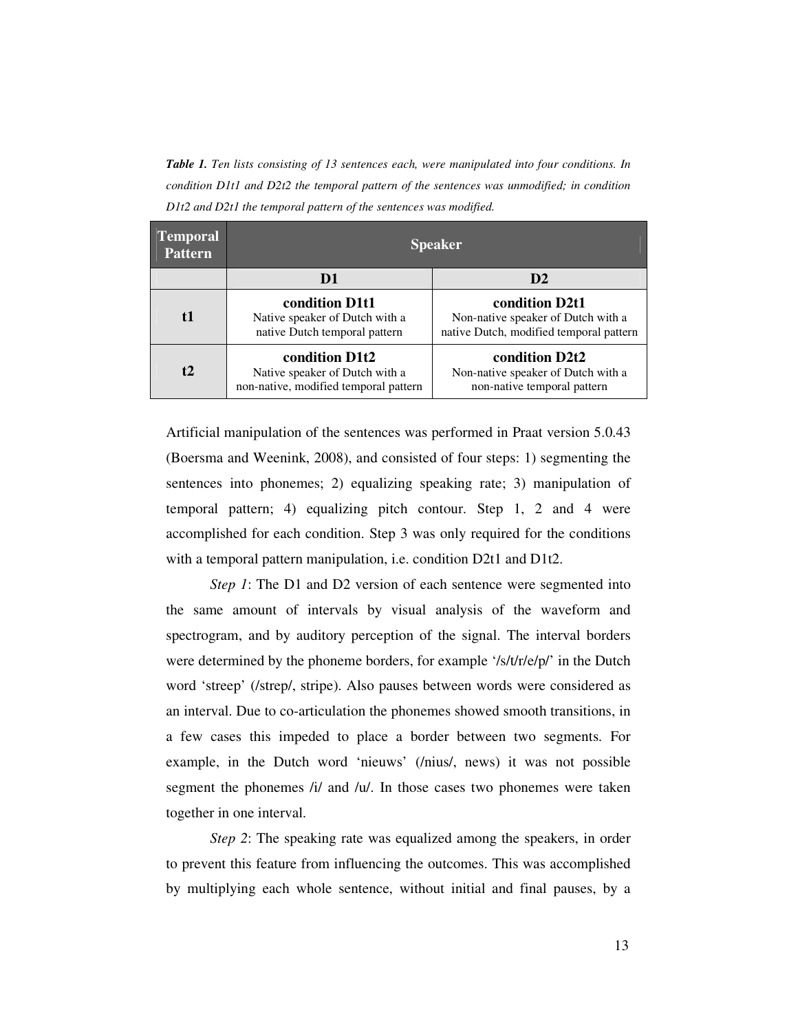***Table 1.*** *Ten lists consisting of 13 sentences each, were manipulated into four conditions. In condition D1t1 and D2t2 the temporal pattern of the sentences was unmodified; in condition D1t2 and D2t1 the temporal pattern of the sentences was modified.*

| Temporal Pattern | Speaker | |
|---|---|---|
| | **D1** | **D2** |
| **t1** | **condition D1t1** Native speaker of Dutch with a native Dutch temporal pattern | **condition D2t1** Non-native speaker of Dutch with a native Dutch, modified temporal pattern |
| **t2** | **condition D1t2** Native speaker of Dutch with a non-native, modified temporal pattern | **condition D2t2** Non-native speaker of Dutch with a non-native temporal pattern |

Artificial manipulation of the sentences was performed in Praat version 5.0.43 (Boersma and Weenink, 2008), and consisted of four steps: 1) segmenting the sentences into phonemes; 2) equalizing speaking rate; 3) manipulation of temporal pattern; 4) equalizing pitch contour. Step 1, 2 and 4 were accomplished for each condition. Step 3 was only required for the conditions with a temporal pattern manipulation, i.e. condition D2t1 and D1t2.

*Step 1*: The D1 and D2 version of each sentence were segmented into the same amount of intervals by visual analysis of the waveform and spectrogram, and by auditory perception of the signal. The interval borders were determined by the phoneme borders, for example '/s/t/r/e/p/' in the Dutch word 'streep' (/strep/, stripe). Also pauses between words were considered as an interval. Due to co-articulation the phonemes showed smooth transitions, in a few cases this impeded to place a border between two segments. For example, in the Dutch word 'nieuws' (/nius/, news) it was not possible segment the phonemes /i/ and /u/. In those cases two phonemes were taken together in one interval.

*Step 2*: The speaking rate was equalized among the speakers, in order to prevent this feature from influencing the outcomes. This was accomplished by multiplying each whole sentence, without initial and final pauses, by a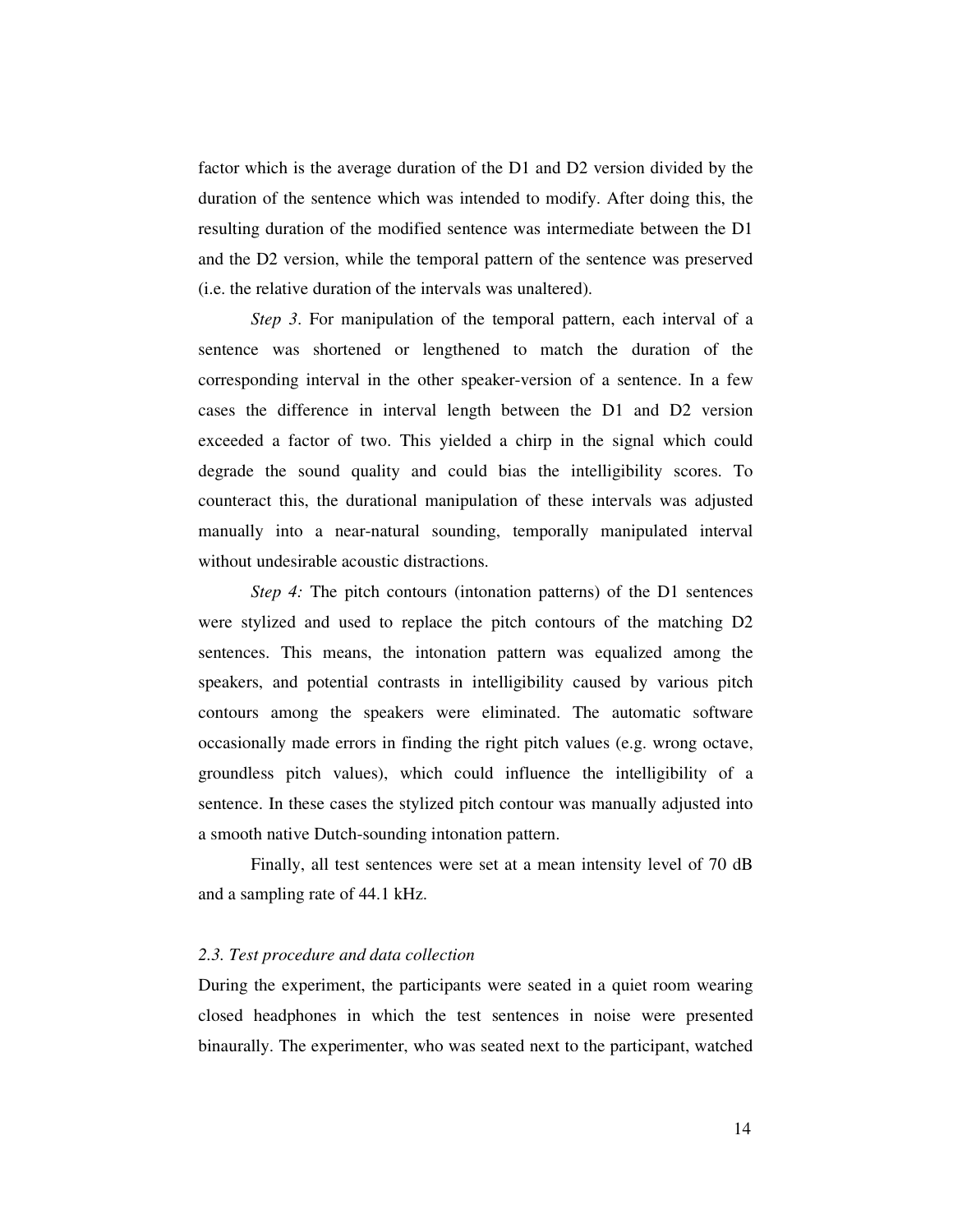factor which is the average duration of the D1 and D2 version divided by the duration of the sentence which was intended to modify. After doing this, the resulting duration of the modified sentence was intermediate between the D1 and the D2 version, while the temporal pattern of the sentence was preserved (i.e. the relative duration of the intervals was unaltered).

*Step 3*. For manipulation of the temporal pattern, each interval of a sentence was shortened or lengthened to match the duration of the corresponding interval in the other speaker-version of a sentence. In a few cases the difference in interval length between the D1 and D2 version exceeded a factor of two. This yielded a chirp in the signal which could degrade the sound quality and could bias the intelligibility scores. To counteract this, the durational manipulation of these intervals was adjusted manually into a near-natural sounding, temporally manipulated interval without undesirable acoustic distractions.

*Step 4:* The pitch contours (intonation patterns) of the D1 sentences were stylized and used to replace the pitch contours of the matching D2 sentences. This means, the intonation pattern was equalized among the speakers, and potential contrasts in intelligibility caused by various pitch contours among the speakers were eliminated. The automatic software occasionally made errors in finding the right pitch values (e.g. wrong octave, groundless pitch values), which could influence the intelligibility of a sentence. In these cases the stylized pitch contour was manually adjusted into a smooth native Dutch-sounding intonation pattern.

Finally, all test sentences were set at a mean intensity level of 70 dB and a sampling rate of 44.1 kHz.

### *2.3. Test procedure and data collection*

During the experiment, the participants were seated in a quiet room wearing closed headphones in which the test sentences in noise were presented binaurally. The experimenter, who was seated next to the participant, watched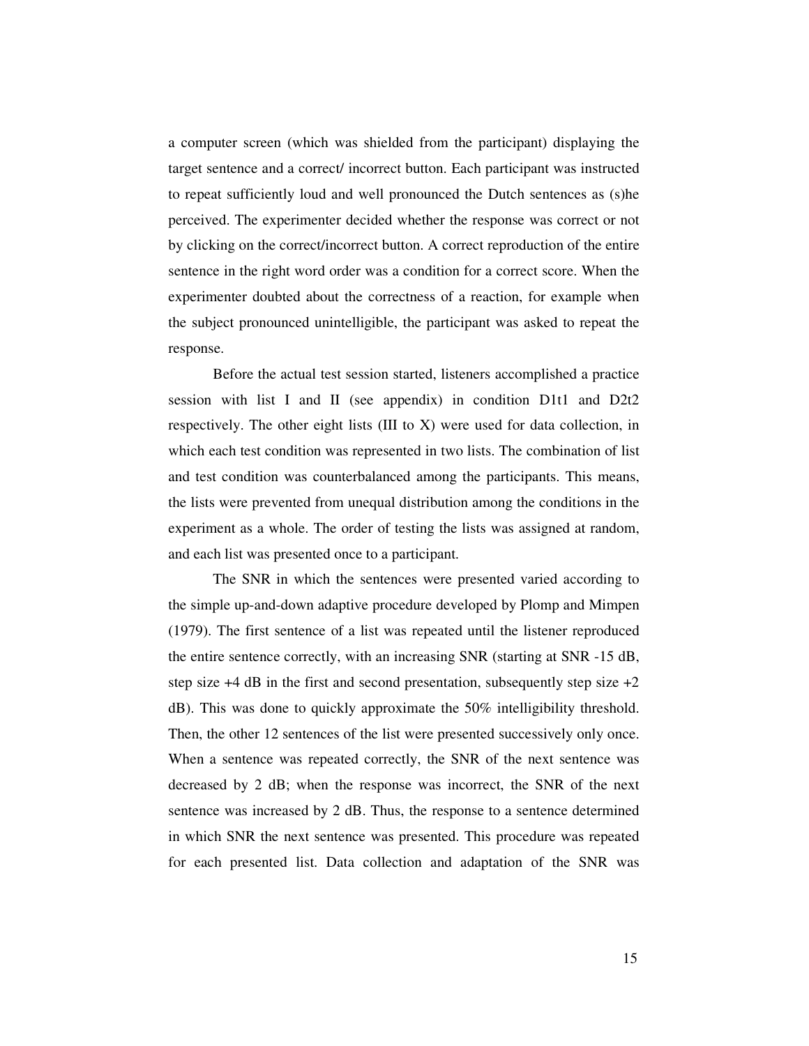a computer screen (which was shielded from the participant) displaying the target sentence and a correct/ incorrect button. Each participant was instructed to repeat sufficiently loud and well pronounced the Dutch sentences as (s)he perceived. The experimenter decided whether the response was correct or not by clicking on the correct/incorrect button. A correct reproduction of the entire sentence in the right word order was a condition for a correct score. When the experimenter doubted about the correctness of a reaction, for example when the subject pronounced unintelligible, the participant was asked to repeat the response.

Before the actual test session started, listeners accomplished a practice session with list I and II (see appendix) in condition D1t1 and D2t2 respectively. The other eight lists (III to X) were used for data collection, in which each test condition was represented in two lists. The combination of list and test condition was counterbalanced among the participants. This means, the lists were prevented from unequal distribution among the conditions in the experiment as a whole. The order of testing the lists was assigned at random, and each list was presented once to a participant.

The SNR in which the sentences were presented varied according to the simple up-and-down adaptive procedure developed by Plomp and Mimpen (1979). The first sentence of a list was repeated until the listener reproduced the entire sentence correctly, with an increasing SNR (starting at SNR -15 dB, step size +4 dB in the first and second presentation, subsequently step size +2 dB). This was done to quickly approximate the 50% intelligibility threshold. Then, the other 12 sentences of the list were presented successively only once. When a sentence was repeated correctly, the SNR of the next sentence was decreased by 2 dB; when the response was incorrect, the SNR of the next sentence was increased by 2 dB. Thus, the response to a sentence determined in which SNR the next sentence was presented. This procedure was repeated for each presented list. Data collection and adaptation of the SNR was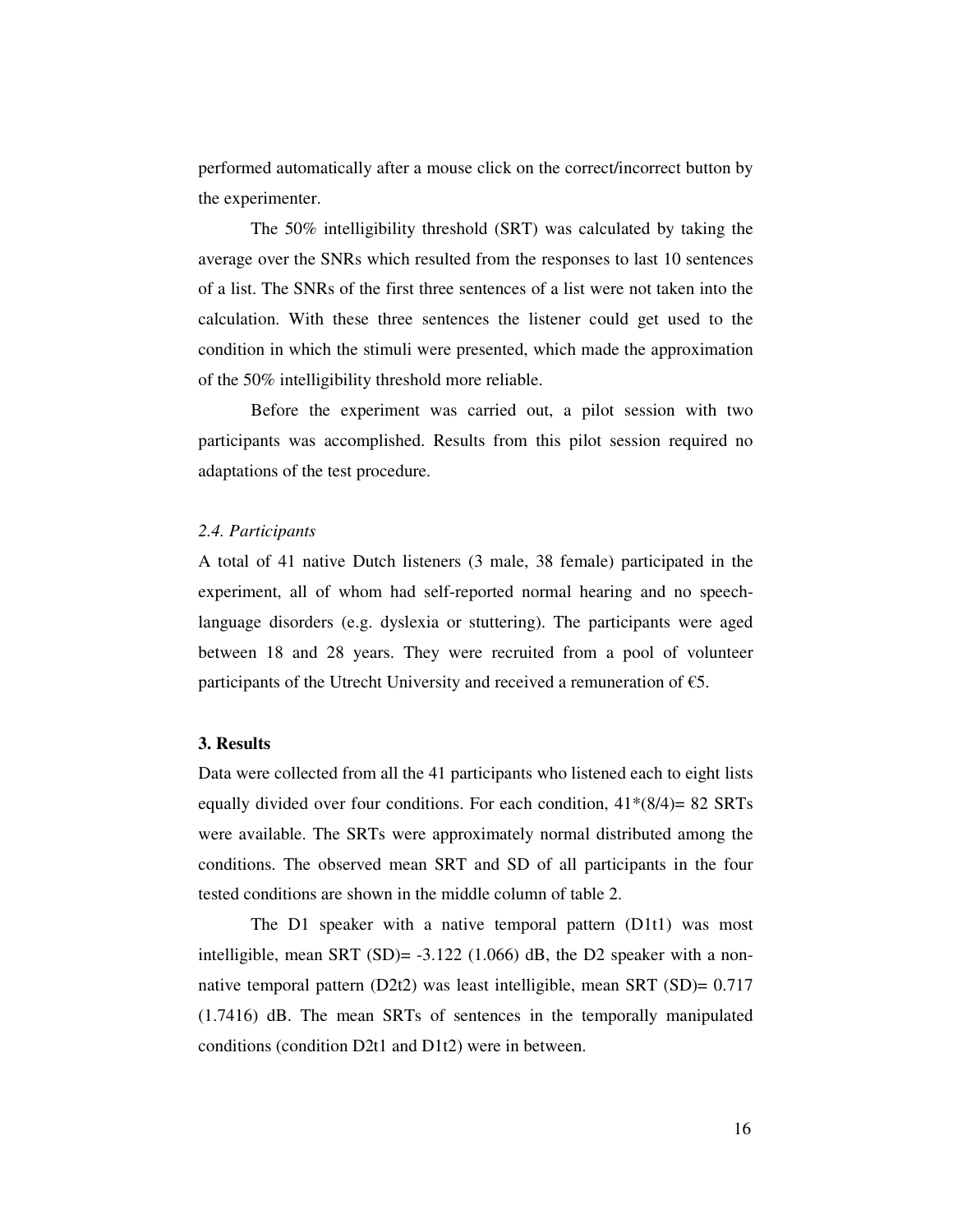performed automatically after a mouse click on the correct/incorrect button by the experimenter.

The 50% intelligibility threshold (SRT) was calculated by taking the average over the SNRs which resulted from the responses to last 10 sentences of a list. The SNRs of the first three sentences of a list were not taken into the calculation. With these three sentences the listener could get used to the condition in which the stimuli were presented, which made the approximation of the 50% intelligibility threshold more reliable.

Before the experiment was carried out, a pilot session with two participants was accomplished. Results from this pilot session required no adaptations of the test procedure.

### *2.4. Participants*

A total of 41 native Dutch listeners (3 male, 38 female) participated in the experiment, all of whom had self-reported normal hearing and no speech-language disorders (e.g. dyslexia or stuttering). The participants were aged between 18 and 28 years. They were recruited from a pool of volunteer participants of the Utrecht University and received a remuneration of €5.

## **3. Results**

Data were collected from all the 41 participants who listened each to eight lists equally divided over four conditions. For each condition, 41*(8/4)= 82 SRTs were available. The SRTs were approximately normal distributed among the conditions. The observed mean SRT and SD of all participants in the four tested conditions are shown in the middle column of table 2.

The D1 speaker with a native temporal pattern (D1t1) was most intelligible, mean SRT (SD)= -3.122 (1.066) dB, the D2 speaker with a non-native temporal pattern (D2t2) was least intelligible, mean SRT (SD)= 0.717 (1.7416) dB. The mean SRTs of sentences in the temporally manipulated conditions (condition D2t1 and D1t2) were in between.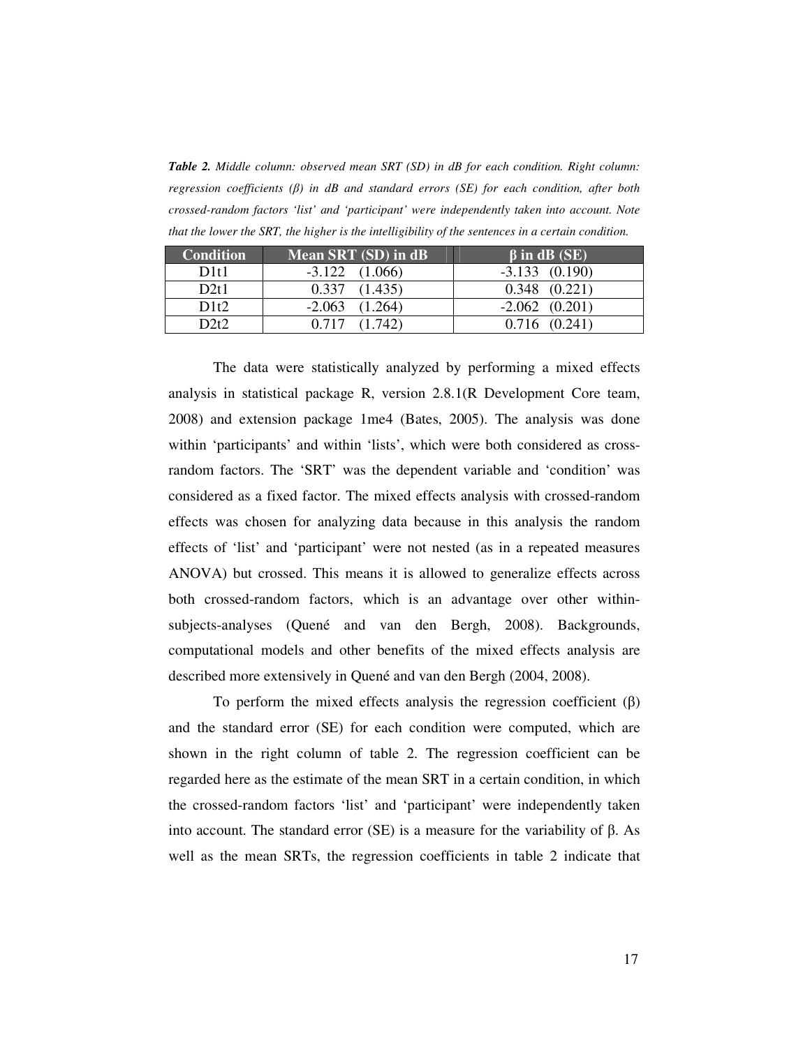***Table 2.*** *Middle column: observed mean SRT (SD) in dB for each condition. Right column: regression coefficients (β) in dB and standard errors (SE) for each condition, after both crossed-random factors 'list' and 'participant' were independently taken into account. Note that the lower the SRT, the higher is the intelligibility of the sentences in a certain condition.*

| Condition | Mean SRT (SD) in dB | β in dB (SE) |
|---|---|---|
| D1t1 | -3.122 (1.066) | -3.133 (0.190) |
| D2t1 | 0.337 (1.435) | 0.348 (0.221) |
| D1t2 | -2.063 (1.264) | -2.062 (0.201) |
| D2t2 | 0.717 (1.742) | 0.716 (0.241) |

The data were statistically analyzed by performing a mixed effects analysis in statistical package R, version 2.8.1(R Development Core team, 2008) and extension package 1me4 (Bates, 2005). The analysis was done within 'participants' and within 'lists', which were both considered as cross-random factors. The 'SRT' was the dependent variable and 'condition' was considered as a fixed factor. The mixed effects analysis with crossed-random effects was chosen for analyzing data because in this analysis the random effects of 'list' and 'participant' were not nested (as in a repeated measures ANOVA) but crossed. This means it is allowed to generalize effects across both crossed-random factors, which is an advantage over other within-subjects-analyses (Quené and van den Bergh, 2008). Backgrounds, computational models and other benefits of the mixed effects analysis are described more extensively in Quené and van den Bergh (2004, 2008).

To perform the mixed effects analysis the regression coefficient (β) and the standard error (SE) for each condition were computed, which are shown in the right column of table 2. The regression coefficient can be regarded here as the estimate of the mean SRT in a certain condition, in which the crossed-random factors 'list' and 'participant' were independently taken into account. The standard error (SE) is a measure for the variability of β. As well as the mean SRTs, the regression coefficients in table 2 indicate that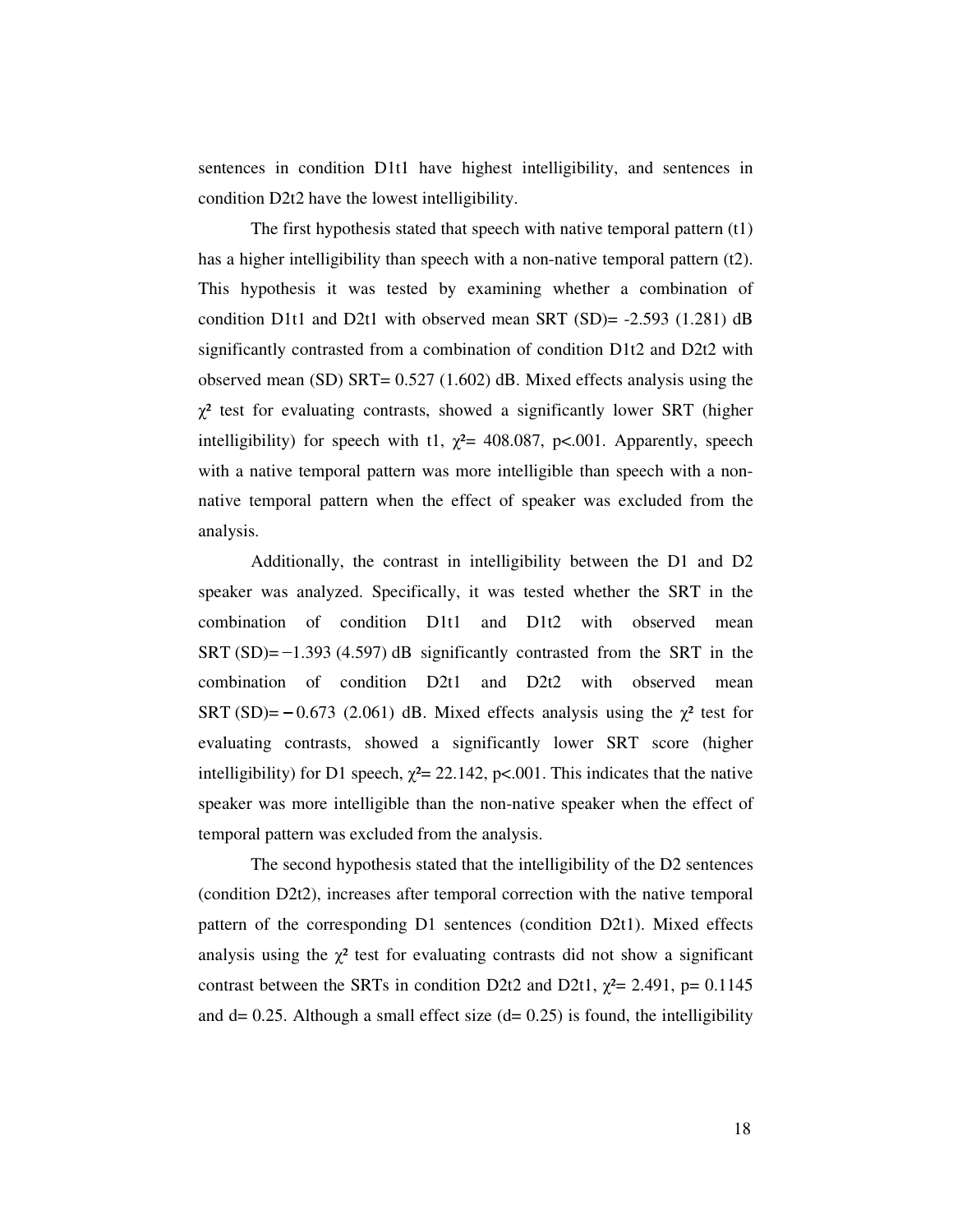sentences in condition D1t1 have highest intelligibility, and sentences in condition D2t2 have the lowest intelligibility.

The first hypothesis stated that speech with native temporal pattern (t1) has a higher intelligibility than speech with a non-native temporal pattern (t2). This hypothesis it was tested by examining whether a combination of condition D1t1 and D2t1 with observed mean SRT (SD)= -2.593 (1.281) dB significantly contrasted from a combination of condition D1t2 and D2t2 with observed mean (SD) SRT= 0.527 (1.602) dB. Mixed effects analysis using the $\chi^2$ test for evaluating contrasts, showed a significantly lower SRT (higher intelligibility) for speech with t1, $\chi^2$= 408.087, $p<.001$. Apparently, speech with a native temporal pattern was more intelligible than speech with a non-native temporal pattern when the effect of speaker was excluded from the analysis.

Additionally, the contrast in intelligibility between the D1 and D2 speaker was analyzed. Specifically, it was tested whether the SRT in the combination of condition D1t1 and D1t2 with observed mean SRT (SD)= −1.393 (4.597) dB significantly contrasted from the SRT in the combination of condition D2t1 and D2t2 with observed mean SRT (SD)= −0.673 (2.061) dB. Mixed effects analysis using the $\chi^2$ test for evaluating contrasts, showed a significantly lower SRT score (higher intelligibility) for D1 speech, $\chi^2$= 22.142, $p<.001$. This indicates that the native speaker was more intelligible than the non-native speaker when the effect of temporal pattern was excluded from the analysis.

The second hypothesis stated that the intelligibility of the D2 sentences (condition D2t2), increases after temporal correction with the native temporal pattern of the corresponding D1 sentences (condition D2t1). Mixed effects analysis using the $\chi^2$ test for evaluating contrasts did not show a significant contrast between the SRTs in condition D2t2 and D2t1, $\chi^2$= 2.491, $p$= 0.1145 and $d$= 0.25. Although a small effect size ($d$= 0.25) is found, the intelligibility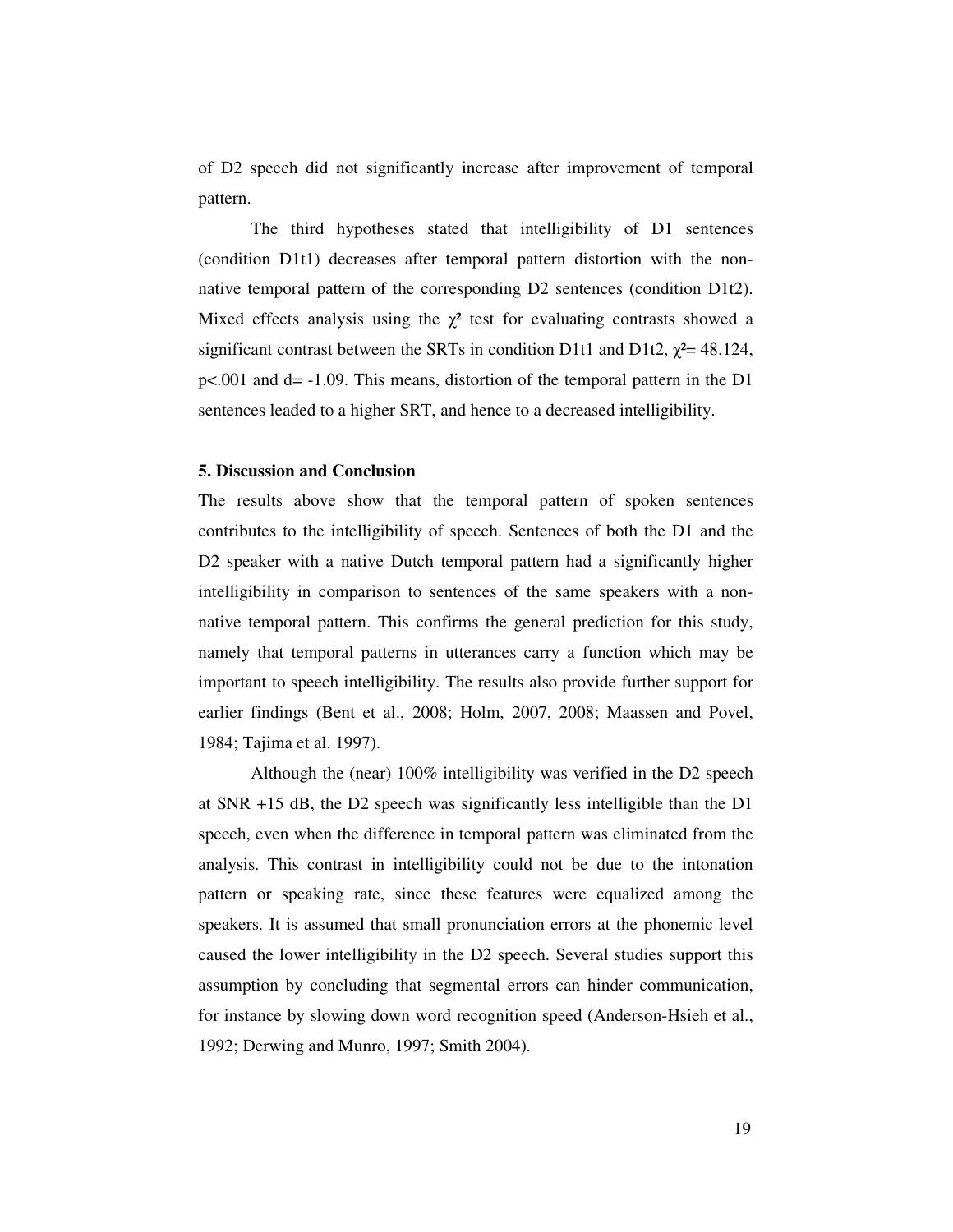of D2 speech did not significantly increase after improvement of temporal pattern.

The third hypotheses stated that intelligibility of D1 sentences (condition D1t1) decreases after temporal pattern distortion with the non-native temporal pattern of the corresponding D2 sentences (condition D1t2). Mixed effects analysis using the $\chi^2$ test for evaluating contrasts showed a significant contrast between the SRTs in condition D1t1 and D1t2, $\chi^2 = 48.124$, $p < .001$ and $d = -1.09$. This means, distortion of the temporal pattern in the D1 sentences leaded to a higher SRT, and hence to a decreased intelligibility.

## 5. Discussion and Conclusion

The results above show that the temporal pattern of spoken sentences contributes to the intelligibility of speech. Sentences of both the D1 and the D2 speaker with a native Dutch temporal pattern had a significantly higher intelligibility in comparison to sentences of the same speakers with a non-native temporal pattern. This confirms the general prediction for this study, namely that temporal patterns in utterances carry a function which may be important to speech intelligibility. The results also provide further support for earlier findings (Bent et al., 2008; Holm, 2007, 2008; Maassen and Povel, 1984; Tajima et al. 1997).

Although the (near) 100% intelligibility was verified in the D2 speech at SNR +15 dB, the D2 speech was significantly less intelligible than the D1 speech, even when the difference in temporal pattern was eliminated from the analysis. This contrast in intelligibility could not be due to the intonation pattern or speaking rate, since these features were equalized among the speakers. It is assumed that small pronunciation errors at the phonemic level caused the lower intelligibility in the D2 speech. Several studies support this assumption by concluding that segmental errors can hinder communication, for instance by slowing down word recognition speed (Anderson-Hsieh et al., 1992; Derwing and Munro, 1997; Smith 2004).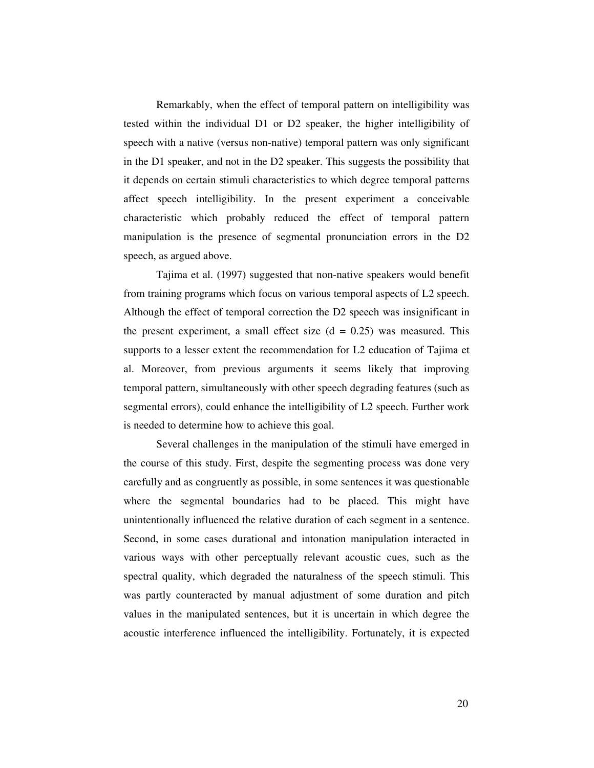Remarkably, when the effect of temporal pattern on intelligibility was tested within the individual D1 or D2 speaker, the higher intelligibility of speech with a native (versus non-native) temporal pattern was only significant in the D1 speaker, and not in the D2 speaker. This suggests the possibility that it depends on certain stimuli characteristics to which degree temporal patterns affect speech intelligibility. In the present experiment a conceivable characteristic which probably reduced the effect of temporal pattern manipulation is the presence of segmental pronunciation errors in the D2 speech, as argued above.

Tajima et al. (1997) suggested that non-native speakers would benefit from training programs which focus on various temporal aspects of L2 speech. Although the effect of temporal correction the D2 speech was insignificant in the present experiment, a small effect size ($d = 0.25$) was measured. This supports to a lesser extent the recommendation for L2 education of Tajima et al. Moreover, from previous arguments it seems likely that improving temporal pattern, simultaneously with other speech degrading features (such as segmental errors), could enhance the intelligibility of L2 speech. Further work is needed to determine how to achieve this goal.

Several challenges in the manipulation of the stimuli have emerged in the course of this study. First, despite the segmenting process was done very carefully and as congruently as possible, in some sentences it was questionable where the segmental boundaries had to be placed. This might have unintentionally influenced the relative duration of each segment in a sentence. Second, in some cases durational and intonation manipulation interacted in various ways with other perceptually relevant acoustic cues, such as the spectral quality, which degraded the naturalness of the speech stimuli. This was partly counteracted by manual adjustment of some duration and pitch values in the manipulated sentences, but it is uncertain in which degree the acoustic interference influenced the intelligibility. Fortunately, it is expected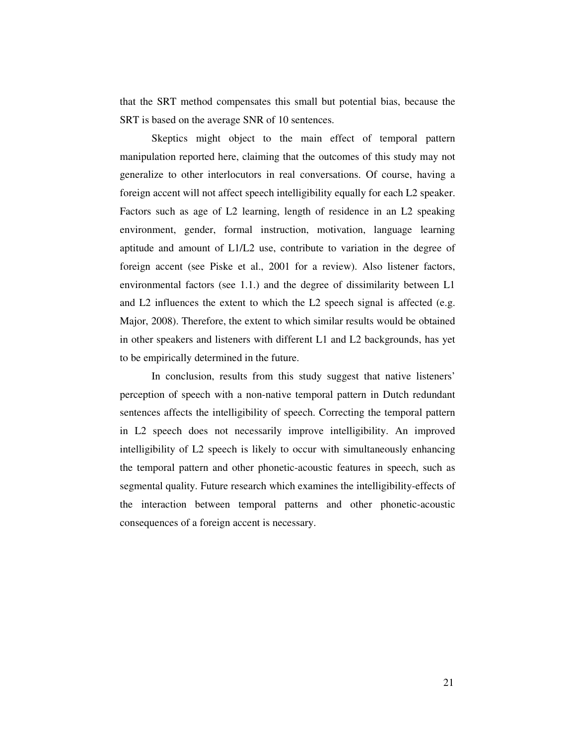that the SRT method compensates this small but potential bias, because the SRT is based on the average SNR of 10 sentences.

Skeptics might object to the main effect of temporal pattern manipulation reported here, claiming that the outcomes of this study may not generalize to other interlocutors in real conversations. Of course, having a foreign accent will not affect speech intelligibility equally for each L2 speaker. Factors such as age of L2 learning, length of residence in an L2 speaking environment, gender, formal instruction, motivation, language learning aptitude and amount of L1/L2 use, contribute to variation in the degree of foreign accent (see Piske et al., 2001 for a review). Also listener factors, environmental factors (see 1.1.) and the degree of dissimilarity between L1 and L2 influences the extent to which the L2 speech signal is affected (e.g. Major, 2008). Therefore, the extent to which similar results would be obtained in other speakers and listeners with different L1 and L2 backgrounds, has yet to be empirically determined in the future.

In conclusion, results from this study suggest that native listeners' perception of speech with a non-native temporal pattern in Dutch redundant sentences affects the intelligibility of speech. Correcting the temporal pattern in L2 speech does not necessarily improve intelligibility. An improved intelligibility of L2 speech is likely to occur with simultaneously enhancing the temporal pattern and other phonetic-acoustic features in speech, such as segmental quality. Future research which examines the intelligibility-effects of the interaction between temporal patterns and other phonetic-acoustic consequences of a foreign accent is necessary.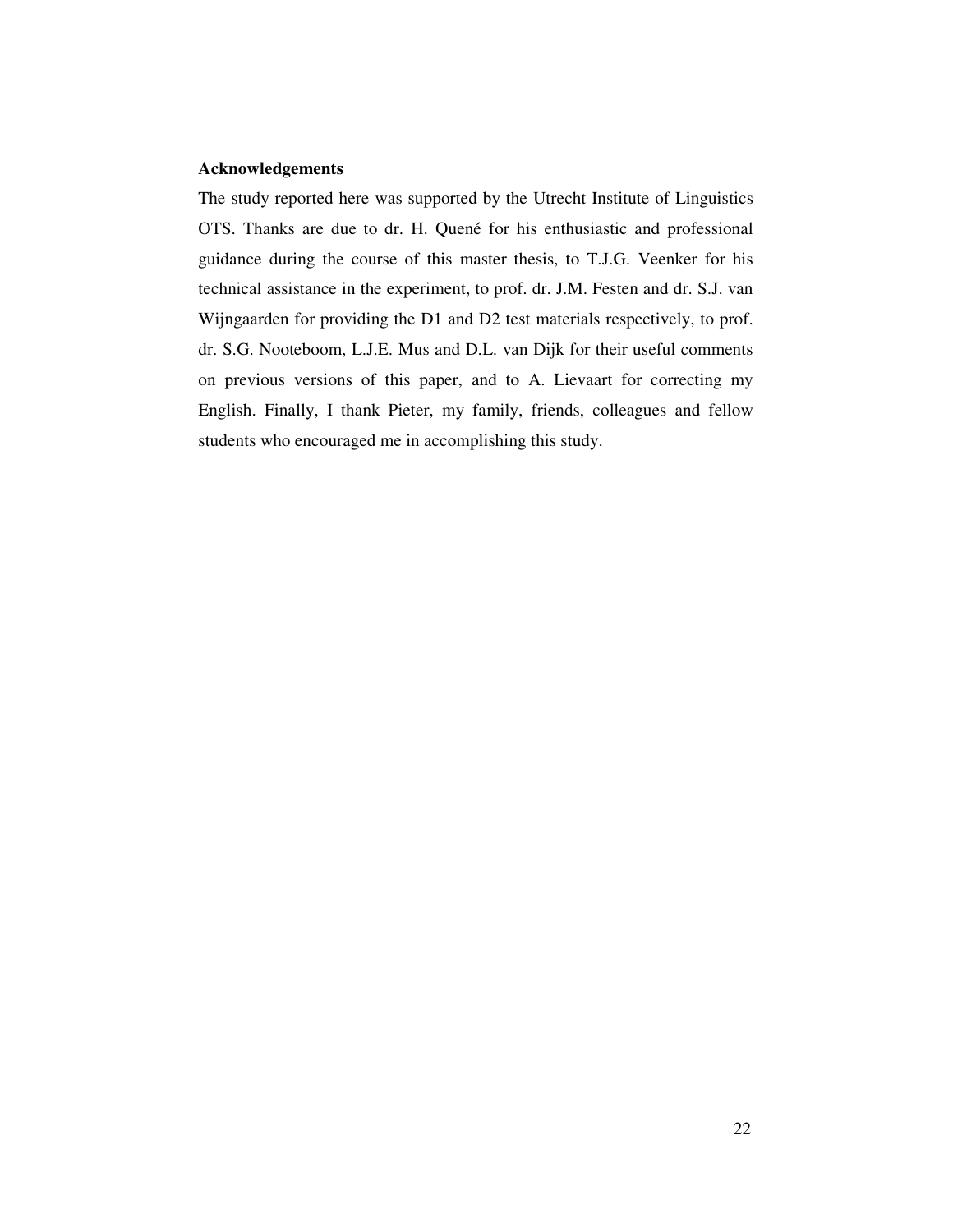**Acknowledgements**

The study reported here was supported by the Utrecht Institute of Linguistics OTS. Thanks are due to dr. H. Quené for his enthusiastic and professional guidance during the course of this master thesis, to T.J.G. Veenker for his technical assistance in the experiment, to prof. dr. J.M. Festen and dr. S.J. van Wijngaarden for providing the D1 and D2 test materials respectively, to prof. dr. S.G. Nooteboom, L.J.E. Mus and D.L. van Dijk for their useful comments on previous versions of this paper, and to A. Lievaart for correcting my English. Finally, I thank Pieter, my family, friends, colleagues and fellow students who encouraged me in accomplishing this study.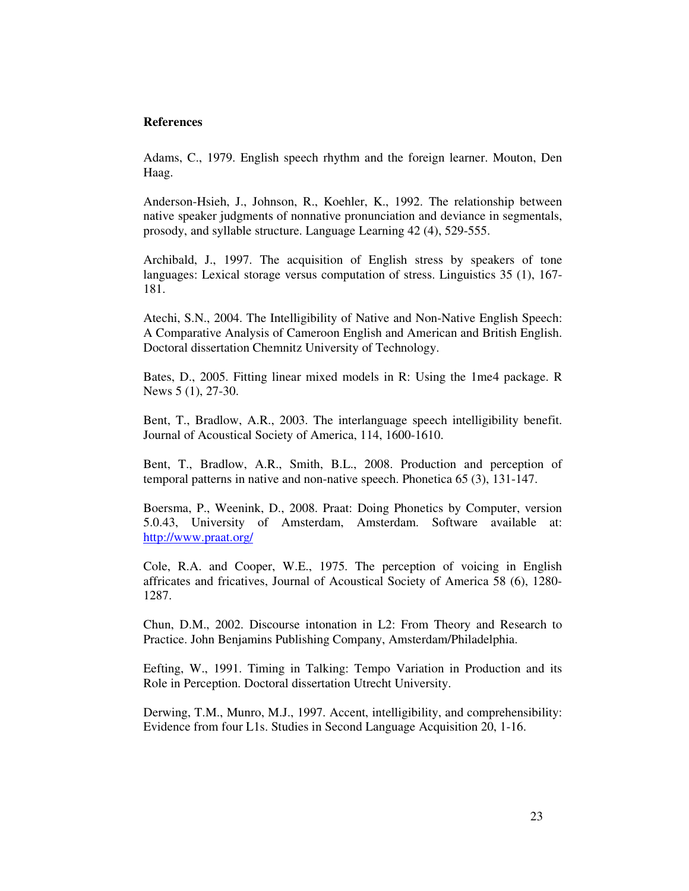**References**

Adams, C., 1979. English speech rhythm and the foreign learner. Mouton, Den Haag.

Anderson-Hsieh, J., Johnson, R., Koehler, K., 1992. The relationship between native speaker judgments of nonnative pronunciation and deviance in segmentals, prosody, and syllable structure. Language Learning 42 (4), 529-555.

Archibald, J., 1997. The acquisition of English stress by speakers of tone languages: Lexical storage versus computation of stress. Linguistics 35 (1), 167-181.

Atechi, S.N., 2004. The Intelligibility of Native and Non-Native English Speech: A Comparative Analysis of Cameroon English and American and British English. Doctoral dissertation Chemnitz University of Technology.

Bates, D., 2005. Fitting linear mixed models in R: Using the 1me4 package. R News 5 (1), 27-30.

Bent, T., Bradlow, A.R., 2003. The interlanguage speech intelligibility benefit. Journal of Acoustical Society of America, 114, 1600-1610.

Bent, T., Bradlow, A.R., Smith, B.L., 2008. Production and perception of temporal patterns in native and non-native speech. Phonetica 65 (3), 131-147.

Boersma, P., Weenink, D., 2008. Praat: Doing Phonetics by Computer, version 5.0.43, University of Amsterdam, Amsterdam. Software available at: http://www.praat.org/

Cole, R.A. and Cooper, W.E., 1975. The perception of voicing in English affricates and fricatives, Journal of Acoustical Society of America 58 (6), 1280-1287.

Chun, D.M., 2002. Discourse intonation in L2: From Theory and Research to Practice. John Benjamins Publishing Company, Amsterdam/Philadelphia.

Eefting, W., 1991. Timing in Talking: Tempo Variation in Production and its Role in Perception. Doctoral dissertation Utrecht University.

Derwing, T.M., Munro, M.J., 1997. Accent, intelligibility, and comprehensibility: Evidence from four L1s. Studies in Second Language Acquisition 20, 1-16.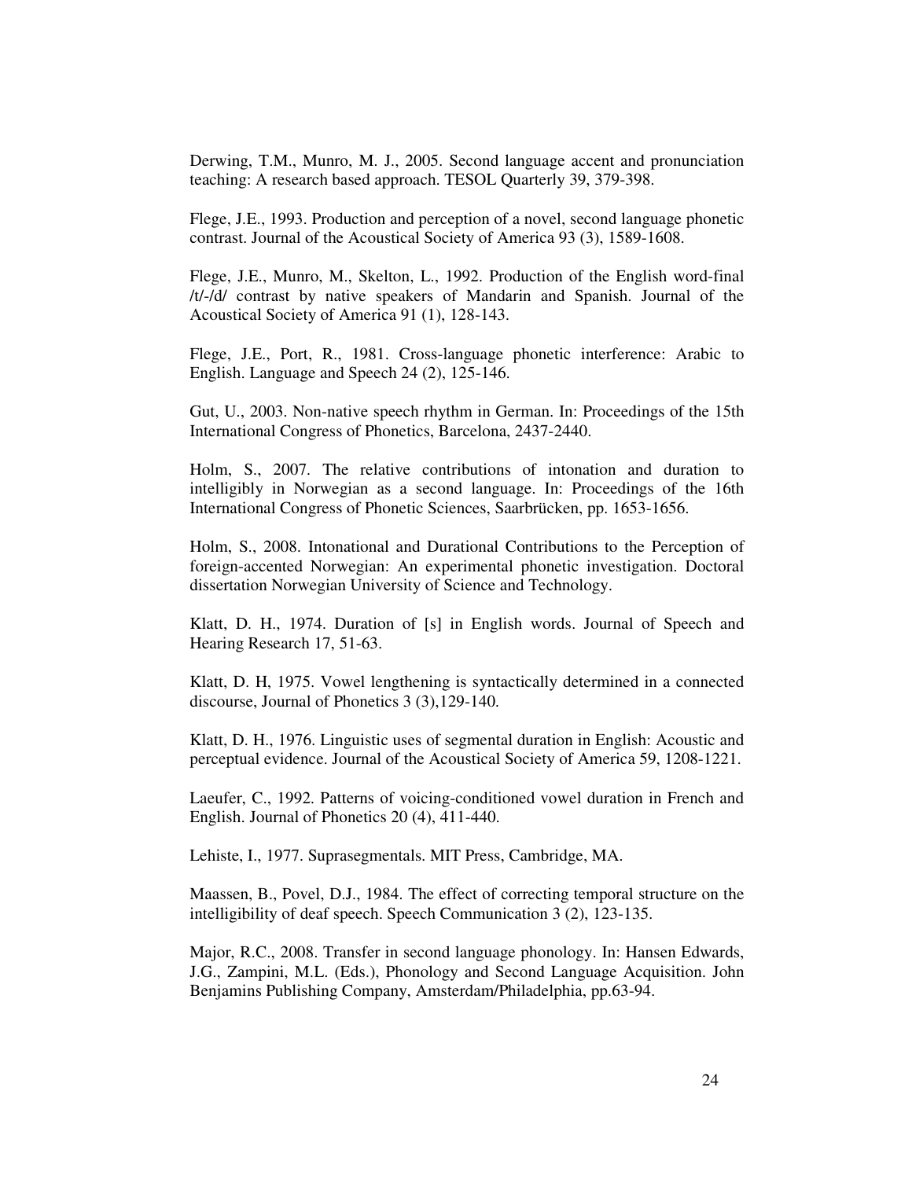Derwing, T.M., Munro, M. J., 2005. Second language accent and pronunciation teaching: A research based approach. TESOL Quarterly 39, 379-398.

Flege, J.E., 1993. Production and perception of a novel, second language phonetic contrast. Journal of the Acoustical Society of America 93 (3), 1589-1608.

Flege, J.E., Munro, M., Skelton, L., 1992. Production of the English word-final /t/-/d/ contrast by native speakers of Mandarin and Spanish. Journal of the Acoustical Society of America 91 (1), 128-143.

Flege, J.E., Port, R., 1981. Cross-language phonetic interference: Arabic to English. Language and Speech 24 (2), 125-146.

Gut, U., 2003. Non-native speech rhythm in German. In: Proceedings of the 15th International Congress of Phonetics, Barcelona, 2437-2440.

Holm, S., 2007. The relative contributions of intonation and duration to intelligibly in Norwegian as a second language. In: Proceedings of the 16th International Congress of Phonetic Sciences, Saarbrücken, pp. 1653-1656.

Holm, S., 2008. Intonational and Durational Contributions to the Perception of foreign-accented Norwegian: An experimental phonetic investigation. Doctoral dissertation Norwegian University of Science and Technology.

Klatt, D. H., 1974. Duration of [s] in English words. Journal of Speech and Hearing Research 17, 51-63.

Klatt, D. H, 1975. Vowel lengthening is syntactically determined in a connected discourse, Journal of Phonetics 3 (3),129-140.

Klatt, D. H., 1976. Linguistic uses of segmental duration in English: Acoustic and perceptual evidence. Journal of the Acoustical Society of America 59, 1208-1221.

Laeufer, C., 1992. Patterns of voicing-conditioned vowel duration in French and English. Journal of Phonetics 20 (4), 411-440.

Lehiste, I., 1977. Suprasegmentals. MIT Press, Cambridge, MA.

Maassen, B., Povel, D.J., 1984. The effect of correcting temporal structure on the intelligibility of deaf speech. Speech Communication 3 (2), 123-135.

Major, R.C., 2008. Transfer in second language phonology. In: Hansen Edwards, J.G., Zampini, M.L. (Eds.), Phonology and Second Language Acquisition. John Benjamins Publishing Company, Amsterdam/Philadelphia, pp.63-94.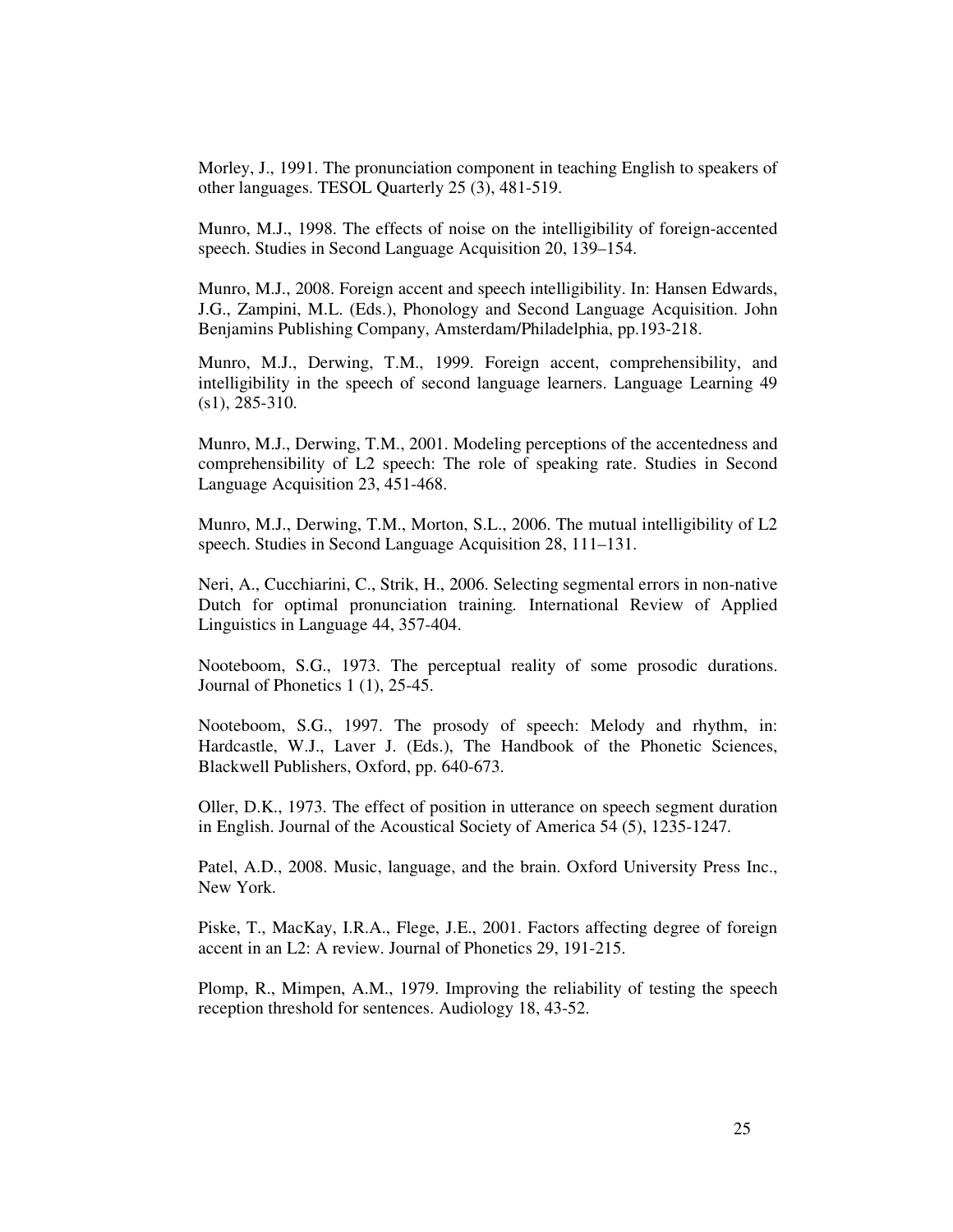Morley, J., 1991. The pronunciation component in teaching English to speakers of other languages. TESOL Quarterly 25 (3), 481-519.

Munro, M.J., 1998. The effects of noise on the intelligibility of foreign-accented speech. Studies in Second Language Acquisition 20, 139–154.

Munro, M.J., 2008. Foreign accent and speech intelligibility. In: Hansen Edwards, J.G., Zampini, M.L. (Eds.), Phonology and Second Language Acquisition. John Benjamins Publishing Company, Amsterdam/Philadelphia, pp.193-218.

Munro, M.J., Derwing, T.M., 1999. Foreign accent, comprehensibility, and intelligibility in the speech of second language learners. Language Learning 49 (s1), 285-310.

Munro, M.J., Derwing, T.M., 2001. Modeling perceptions of the accentedness and comprehensibility of L2 speech: The role of speaking rate. Studies in Second Language Acquisition 23, 451-468.

Munro, M.J., Derwing, T.M., Morton, S.L., 2006. The mutual intelligibility of L2 speech. Studies in Second Language Acquisition 28, 111–131.

Neri, A., Cucchiarini, C., Strik, H., 2006. Selecting segmental errors in non-native Dutch for optimal pronunciation training. International Review of Applied Linguistics in Language 44, 357-404.

Nooteboom, S.G., 1973. The perceptual reality of some prosodic durations. Journal of Phonetics 1 (1), 25-45.

Nooteboom, S.G., 1997. The prosody of speech: Melody and rhythm, in: Hardcastle, W.J., Laver J. (Eds.), The Handbook of the Phonetic Sciences, Blackwell Publishers, Oxford, pp. 640-673.

Oller, D.K., 1973. The effect of position in utterance on speech segment duration in English. Journal of the Acoustical Society of America 54 (5), 1235-1247.

Patel, A.D., 2008. Music, language, and the brain. Oxford University Press Inc., New York.

Piske, T., MacKay, I.R.A., Flege, J.E., 2001. Factors affecting degree of foreign accent in an L2: A review. Journal of Phonetics 29, 191-215.

Plomp, R., Mimpen, A.M., 1979. Improving the reliability of testing the speech reception threshold for sentences. Audiology 18, 43-52.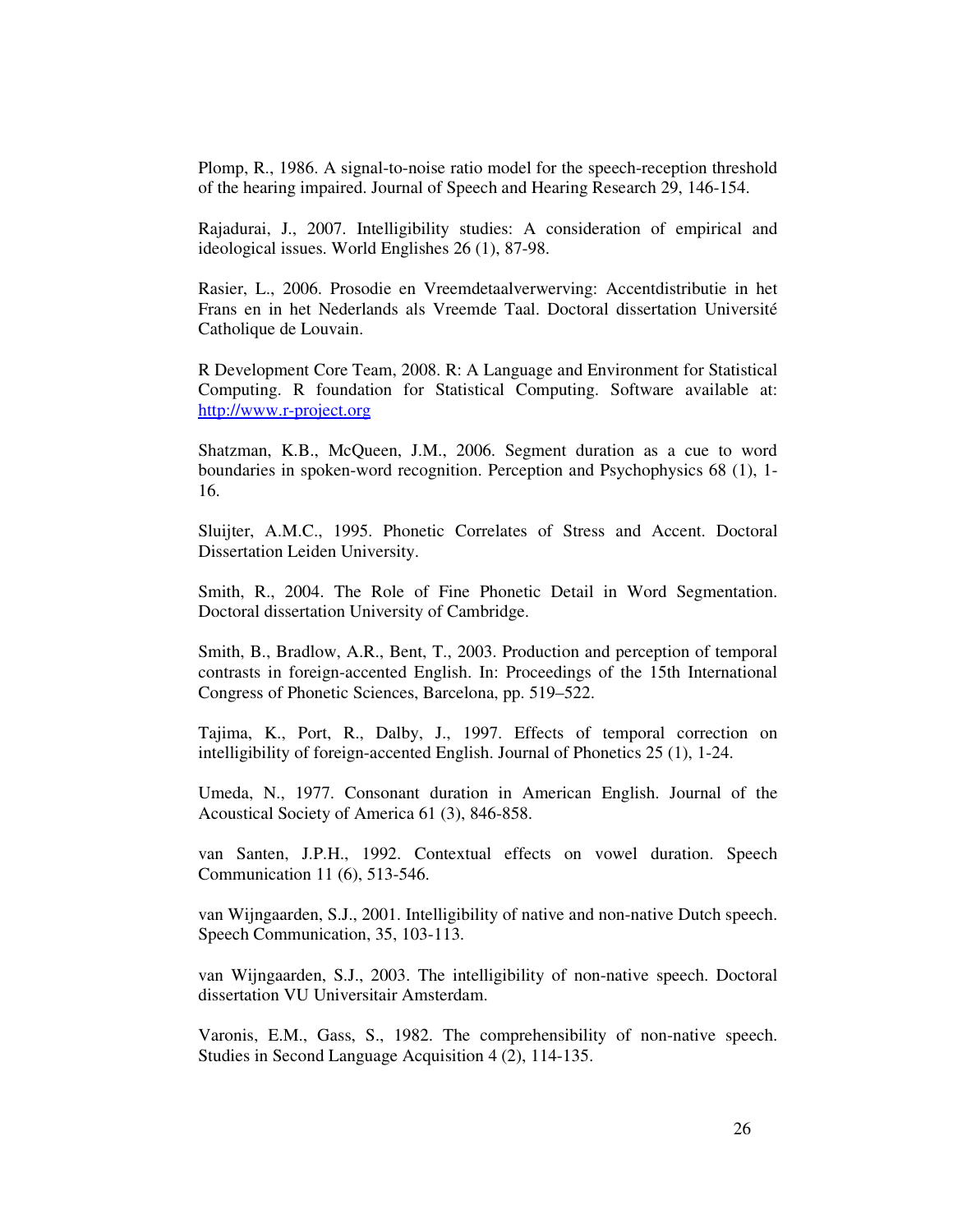Plomp, R., 1986. A signal-to-noise ratio model for the speech-reception threshold of the hearing impaired. Journal of Speech and Hearing Research 29, 146-154.

Rajadurai, J., 2007. Intelligibility studies: A consideration of empirical and ideological issues. World Englishes 26 (1), 87-98.

Rasier, L., 2006. Prosodie en Vreemdetaalverwerving: Accentdistributie in het Frans en in het Nederlands als Vreemde Taal. Doctoral dissertation Université Catholique de Louvain.

R Development Core Team, 2008. R: A Language and Environment for Statistical Computing. R foundation for Statistical Computing. Software available at: http://www.r-project.org

Shatzman, K.B., McQueen, J.M., 2006. Segment duration as a cue to word boundaries in spoken-word recognition. Perception and Psychophysics 68 (1), 1-16.

Sluijter, A.M.C., 1995. Phonetic Correlates of Stress and Accent. Doctoral Dissertation Leiden University.

Smith, R., 2004. The Role of Fine Phonetic Detail in Word Segmentation. Doctoral dissertation University of Cambridge.

Smith, B., Bradlow, A.R., Bent, T., 2003. Production and perception of temporal contrasts in foreign-accented English. In: Proceedings of the 15th International Congress of Phonetic Sciences, Barcelona, pp. 519–522.

Tajima, K., Port, R., Dalby, J., 1997. Effects of temporal correction on intelligibility of foreign-accented English. Journal of Phonetics 25 (1), 1-24.

Umeda, N., 1977. Consonant duration in American English. Journal of the Acoustical Society of America 61 (3), 846-858.

van Santen, J.P.H., 1992. Contextual effects on vowel duration. Speech Communication 11 (6), 513-546.

van Wijngaarden, S.J., 2001. Intelligibility of native and non-native Dutch speech. Speech Communication, 35, 103-113.

van Wijngaarden, S.J., 2003. The intelligibility of non-native speech. Doctoral dissertation VU Universitair Amsterdam.

Varonis, E.M., Gass, S., 1982. The comprehensibility of non-native speech. Studies in Second Language Acquisition 4 (2), 114-135.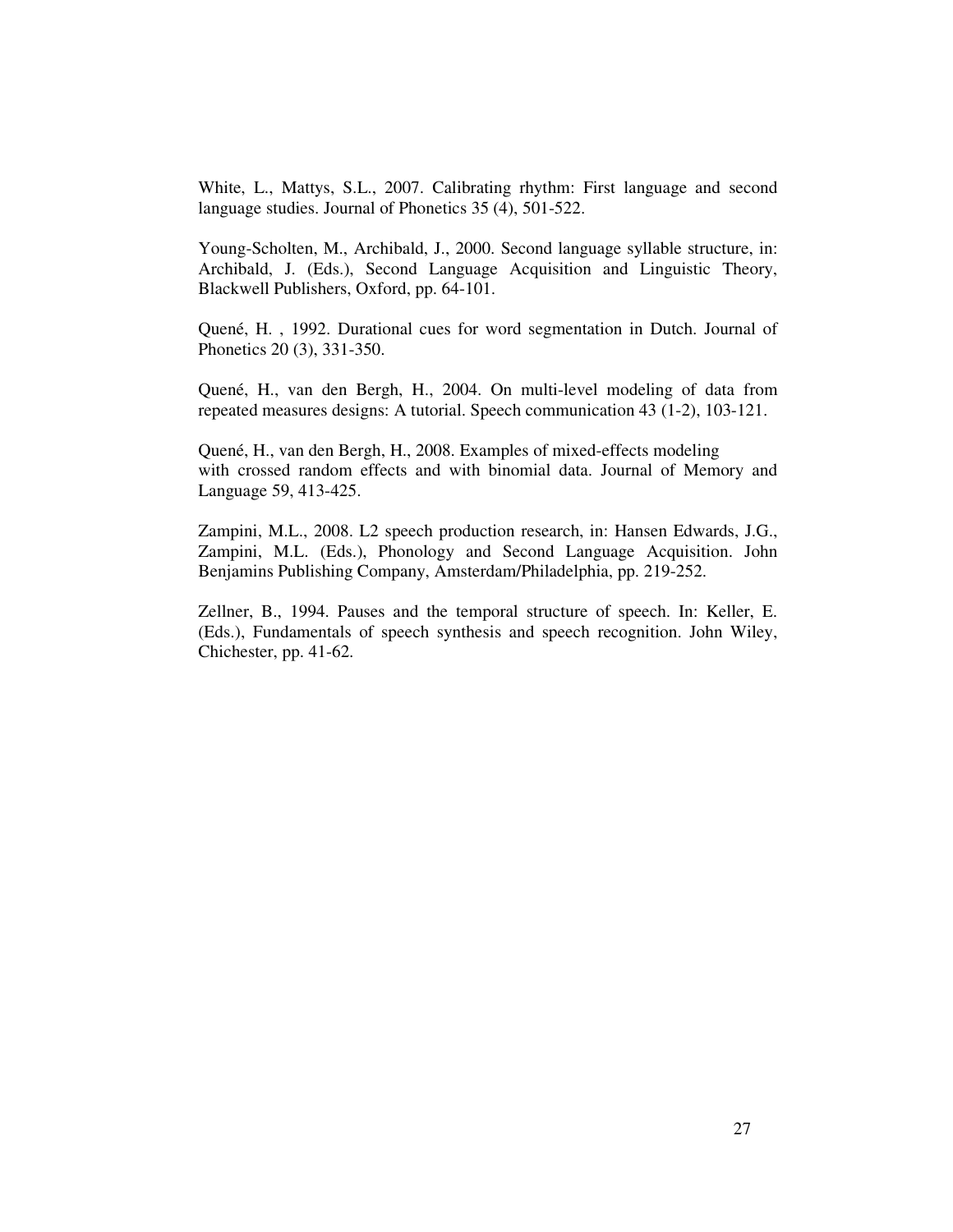White, L., Mattys, S.L., 2007. Calibrating rhythm: First language and second language studies. Journal of Phonetics 35 (4), 501-522.

Young-Scholten, M., Archibald, J., 2000. Second language syllable structure, in: Archibald, J. (Eds.), Second Language Acquisition and Linguistic Theory, Blackwell Publishers, Oxford, pp. 64-101.

Quené, H. , 1992. Durational cues for word segmentation in Dutch. Journal of Phonetics 20 (3), 331-350.

Quené, H., van den Bergh, H., 2004. On multi-level modeling of data from repeated measures designs: A tutorial. Speech communication 43 (1-2), 103-121.

Quené, H., van den Bergh, H., 2008. Examples of mixed-effects modeling with crossed random effects and with binomial data. Journal of Memory and Language 59, 413-425.

Zampini, M.L., 2008. L2 speech production research, in: Hansen Edwards, J.G., Zampini, M.L. (Eds.), Phonology and Second Language Acquisition. John Benjamins Publishing Company, Amsterdam/Philadelphia, pp. 219-252.

Zellner, B., 1994. Pauses and the temporal structure of speech. In: Keller, E. (Eds.), Fundamentals of speech synthesis and speech recognition. John Wiley, Chichester, pp. 41-62.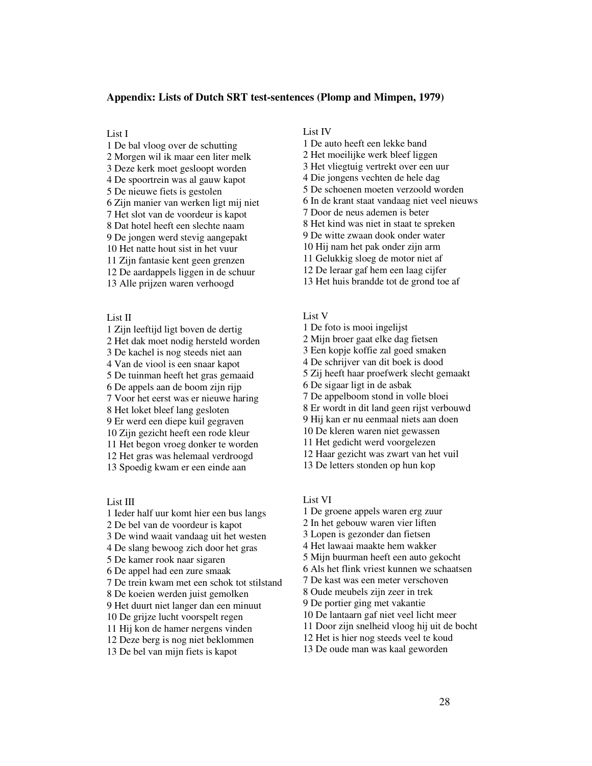**Appendix: Lists of Dutch SRT test-sentences (Plomp and Mimpen, 1979)**

List I
1 De bal vloog over de schutting
2 Morgen wil ik maar een liter melk
3 Deze kerk moet gesloopt worden
4 De spoortrein was al gauw kapot
5 De nieuwe fiets is gestolen
6 Zijn manier van werken ligt mij niet
7 Het slot van de voordeur is kapot
8 Dat hotel heeft een slechte naam
9 De jongen werd stevig aangepakt
10 Het natte hout sist in het vuur
11 Zijn fantasie kent geen grenzen
12 De aardappels liggen in de schuur
13 Alle prijzen waren verhoogd

List II
1 Zijn leeftijd ligt boven de dertig
2 Het dak moet nodig hersteld worden
3 De kachel is nog steeds niet aan
4 Van de viool is een snaar kapot
5 De tuinman heeft het gras gemaaid
6 De appels aan de boom zijn rijp
7 Voor het eerst was er nieuwe haring
8 Het loket bleef lang gesloten
9 Er werd een diepe kuil gegraven
10 Zijn gezicht heeft een rode kleur
11 Het begon vroeg donker te worden
12 Het gras was helemaal verdroogd
13 Spoedig kwam er een einde aan

List III
1 Ieder half uur komt hier een bus langs
2 De bel van de voordeur is kapot
3 De wind waait vandaag uit het westen
4 De slang bewoog zich door het gras
5 De kamer rook naar sigaren
6 De appel had een zure smaak
7 De trein kwam met een schok tot stilstand
8 De koeien werden juist gemolken
9 Het duurt niet langer dan een minuut
10 De grijze lucht voorspelt regen
11 Hij kon de hamer nergens vinden
12 Deze berg is nog niet beklommen
13 De bel van mijn fiets is kapot

List IV
1 De auto heeft een lekke band
2 Het moeilijke werk bleef liggen
3 Het vliegtuig vertrekt over een uur
4 Die jongens vechten de hele dag
5 De schoenen moeten verzoold worden
6 In de krant staat vandaag niet veel nieuws
7 Door de neus ademen is beter
8 Het kind was niet in staat te spreken
9 De witte zwaan dook onder water
10 Hij nam het pak onder zijn arm
11 Gelukkig sloeg de motor niet af
12 De leraar gaf hem een laag cijfer
13 Het huis brandde tot de grond toe af

List V
1 De foto is mooi ingelijst
2 Mijn broer gaat elke dag fietsen
3 Een kopje koffie zal goed smaken
4 De schrijver van dit boek is dood
5 Zij heeft haar proefwerk slecht gemaakt
6 De sigaar ligt in de asbak
7 De appelboom stond in volle bloei
8 Er wordt in dit land geen rijst verbouwd
9 Hij kan er nu eenmaal niets aan doen
10 De kleren waren niet gewassen
11 Het gedicht werd voorgelezen
12 Haar gezicht was zwart van het vuil
13 De letters stonden op hun kop

List VI
1 De groene appels waren erg zuur
2 In het gebouw waren vier liften
3 Lopen is gezonder dan fietsen
4 Het lawaai maakte hem wakker
5 Mijn buurman heeft een auto gekocht
6 Als het flink vriest kunnen we schaatsen
7 De kast was een meter verschoven
8 Oude meubels zijn zeer in trek
9 De portier ging met vakantie
10 De lantaarn gaf niet veel licht meer
11 Door zijn snelheid vloog hij uit de bocht
12 Het is hier nog steeds veel te koud
13 De oude man was kaal geworden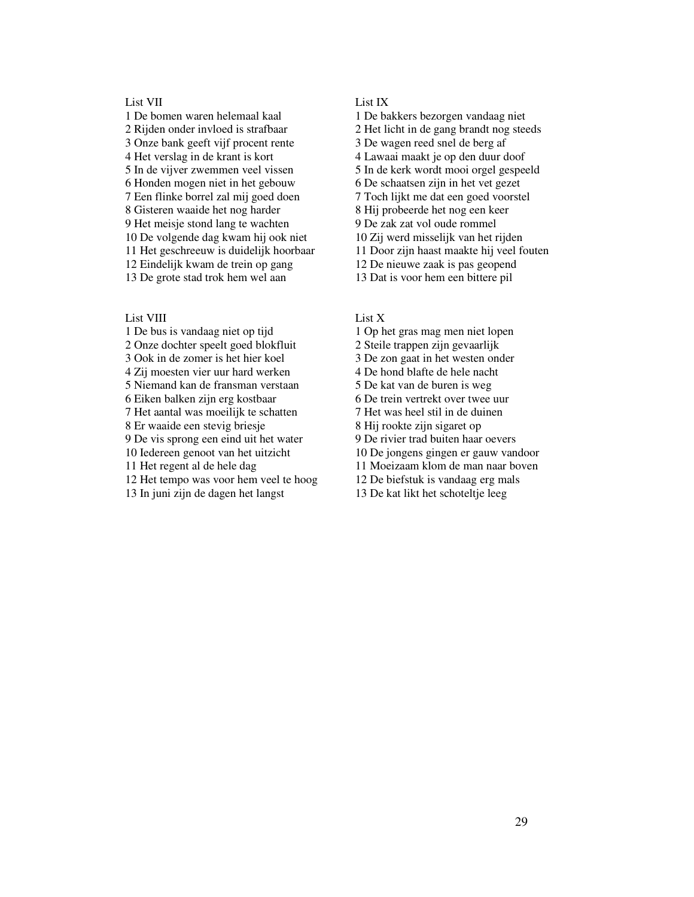List VII

1 De bomen waren helemaal kaal
2 Rijden onder invloed is strafbaar
3 Onze bank geeft vijf procent rente
4 Het verslag in de krant is kort
5 In de vijver zwemmen veel vissen
6 Honden mogen niet in het gebouw
7 Een flinke borrel zal mij goed doen
8 Gisteren waaide het nog harder
9 Het meisje stond lang te wachten
10 De volgende dag kwam hij ook niet
11 Het geschreeuw is duidelijk hoorbaar
12 Eindelijk kwam de trein op gang
13 De grote stad trok hem wel aan

List VIII

1 De bus is vandaag niet op tijd
2 Onze dochter speelt goed blokfluit
3 Ook in de zomer is het hier koel
4 Zij moesten vier uur hard werken
5 Niemand kan de fransman verstaan
6 Eiken balken zijn erg kostbaar
7 Het aantal was moeilijk te schatten
8 Er waaide een stevig briesje
9 De vis sprong een eind uit het water
10 Iedereen genoot van het uitzicht
11 Het regent al de hele dag
12 Het tempo was voor hem veel te hoog
13 In juni zijn de dagen het langst

List IX

1 De bakkers bezorgen vandaag niet
2 Het licht in de gang brandt nog steeds
3 De wagen reed snel de berg af
4 Lawaai maakt je op den duur doof
5 In de kerk wordt mooi orgel gespeeld
6 De schaatsen zijn in het vet gezet
7 Toch lijkt me dat een goed voorstel
8 Hij probeerde het nog een keer
9 De zak zat vol oude rommel
10 Zij werd misselijk van het rijden
11 Door zijn haast maakte hij veel fouten
12 De nieuwe zaak is pas geopend
13 Dat is voor hem een bittere pil

List X

1 Op het gras mag men niet lopen
2 Steile trappen zijn gevaarlijk
3 De zon gaat in het westen onder
4 De hond blafte de hele nacht
5 De kat van de buren is weg
6 De trein vertrekt over twee uur
7 Het was heel stil in de duinen
8 Hij rookte zijn sigaret op
9 De rivier trad buiten haar oevers
10 De jongens gingen er gauw vandoor
11 Moeizaam klom de man naar boven
12 De biefstuk is vandaag erg mals
13 De kat likt het schoteltje leeg